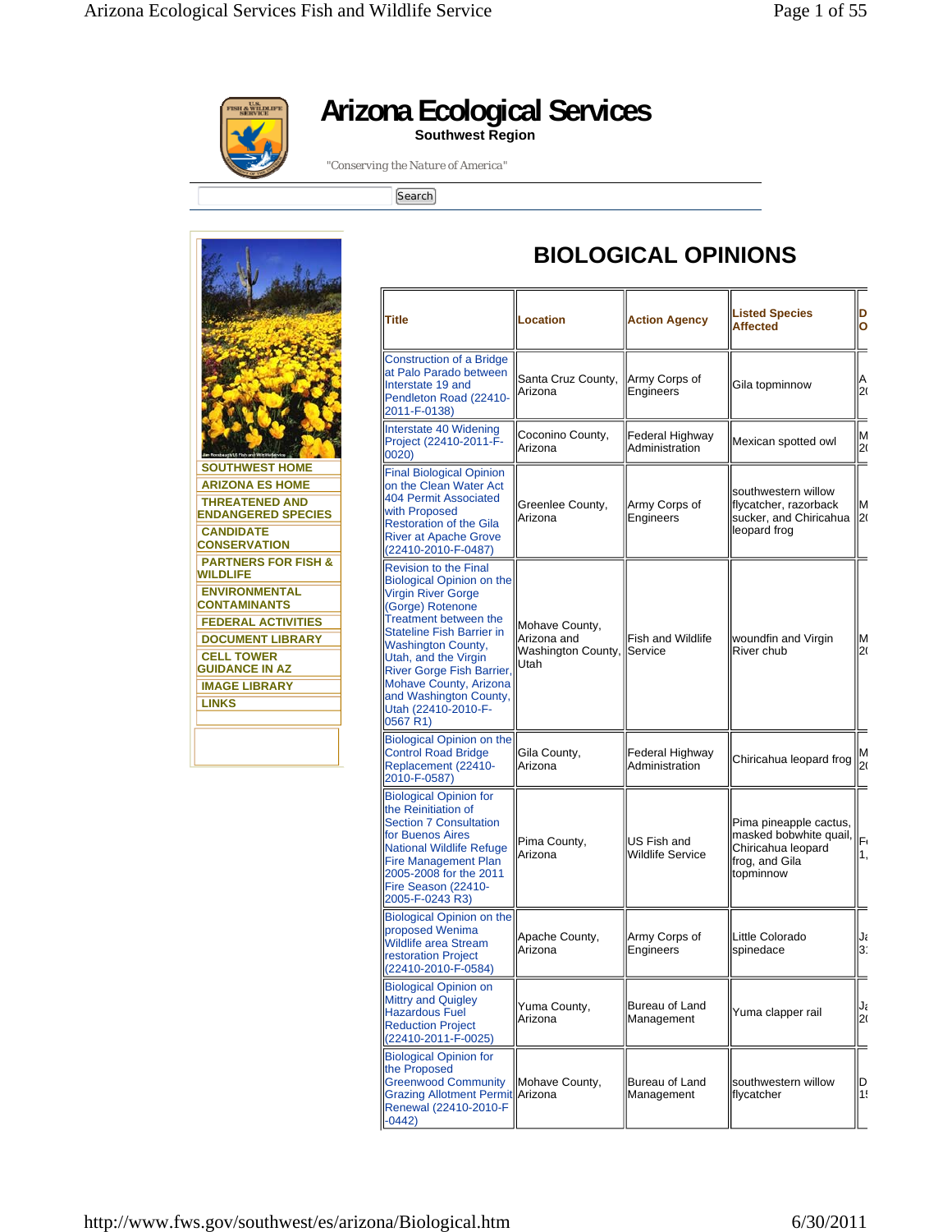# Arizona Ecological Services

**Southwest Region**

"Conserving the Nature of America"

Search

- SOUTHWEST HOME
- ARIZONA ES HOME
- THREATENED AND ENDANGERED SPECIES
- CANDIDATE CONSERVATION
- PARTNERS FOR FISH & WILDLIFE
- ENVIRONMENTAL CONTAMINANTS
- FEDERAL ACTIVITIES
- DOCUMENT LIBRARY
- CELL TOWER GUIDANCE IN AZ
- IMAGE LIBRARY
- LINKS

## BIOLOGICAL OPINIONS

| Title | Location | Action Agency | Listed Species Affected | D O |
|---|---|---|---|---|
| Construction of a Bridge at Palo Parado between Interstate 19 and Pendleton Road (22410-2011-F-0138) | Santa Cruz County, Arizona | Army Corps of Engineers | Gila topminnow | A 2( |
| Interstate 40 Widening Project (22410-2011-F-0020) | Coconino County, Arizona | Federal Highway Administration | Mexican spotted owl | M 2( |
| Final Biological Opinion on the Clean Water Act 404 Permit Associated with Proposed Restoration of the Gila River at Apache Grove (22410-2010-F-0487) | Greenlee County, Arizona | Army Corps of Engineers | southwestern willow flycatcher, razorback sucker, and Chiricahua leopard frog | M 2( |
| Revision to the Final Biological Opinion on the Virgin River Gorge (Gorge) Rotenone Treatment between the Stateline Fish Barrier in Washington County, Utah, and the Virgin River Gorge Fish Barrier, Mohave County, Arizona and Washington County, Utah (22410-2010-F-0567 R1) | Mohave County, Arizona and Washington County, Utah | Fish and Wildlife Service | woundfin and Virgin River chub | M 2( |
| Biological Opinion on the Control Road Bridge Replacement (22410-2010-F-0587) | Gila County, Arizona | Federal Highway Administration | Chiricahua leopard frog | M 2( |
| Biological Opinion for the Reinitiation of Section 7 Consultation for Buenos Aires National Wildlife Refuge Fire Management Plan 2005-2008 for the 2011 Fire Season (22410-2005-F-0243 R3) | Pima County, Arizona | US Fish and Wildlife Service | Pima pineapple cactus, masked bobwhite quail, Chiricahua leopard frog, and Gila topminnow | F 1, |
| Biological Opinion on the proposed Wenima Wildlife area Stream restoration Project (22410-2010-F-0584) | Apache County, Arizona | Army Corps of Engineers | Little Colorado spinedace | Ja 3 |
| Biological Opinion on Mittry and Quigley Hazardous Fuel Reduction Project (22410-2011-F-0025) | Yuma County, Arizona | Bureau of Land Management | Yuma clapper rail | Ja 2( |
| Biological Opinion for the Proposed Greenwood Community Grazing Allotment Permit Renewal (22410-2010-F-0442) | Mohave County, Arizona | Bureau of Land Management | southwestern willow flycatcher | D 1! |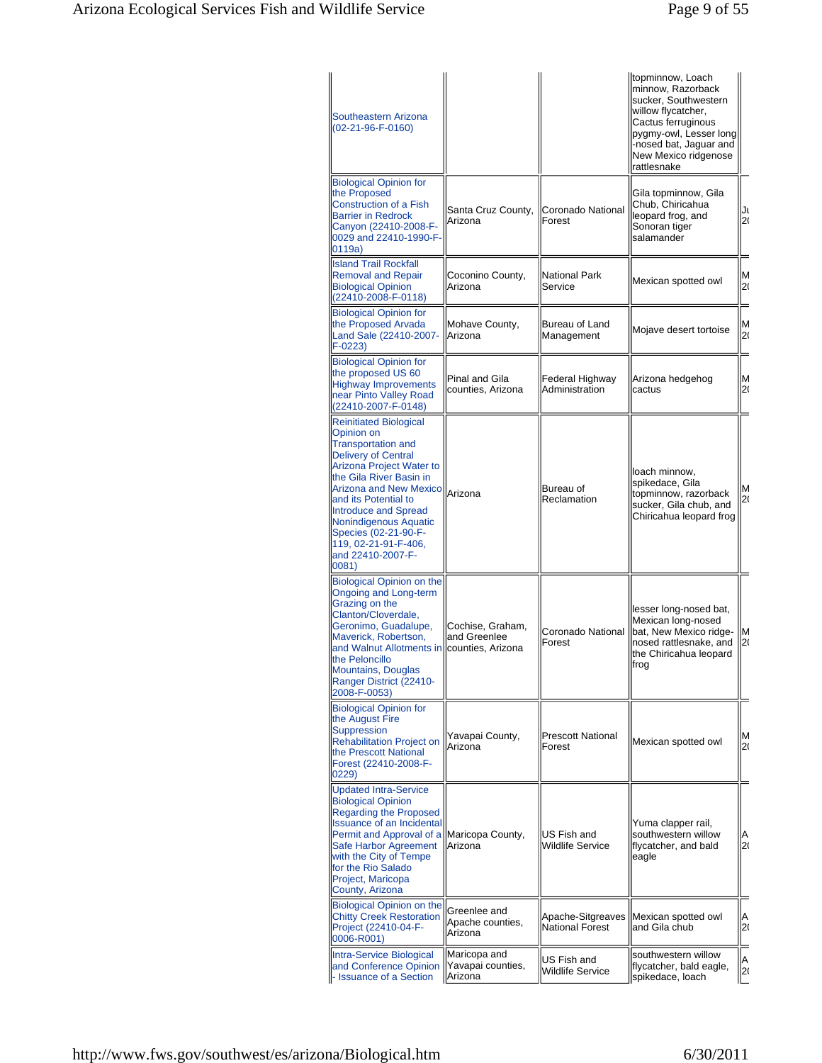| | | | | |
|---|---|---|---|---|
| Southeastern Arizona (02-21-96-F-0160) | | | topminnow, Loach minnow, Razorback sucker, Southwestern willow flycatcher, Cactus ferruginous pygmy-owl, Lesser long-nosed bat, Jaguar and New Mexico ridgenose rattlesnake | |
| Biological Opinion for the Proposed Construction of a Fish Barrier in Redrock Canyon (22410-2008-F-0029 and 22410-1990-F-0119a) | Santa Cruz County, Arizona | Coronado National Forest | Gila topminnow, Gila Chub, Chiricahua leopard frog, and Sonoran tiger salamander | Ju 20 |
| Island Trail Rockfall Removal and Repair Biological Opinion (22410-2008-F-0118) | Coconino County, Arizona | National Park Service | Mexican spotted owl | M 20 |
| Biological Opinion for the Proposed Arvada Land Sale (22410-2007-F-0223) | Mohave County, Arizona | Bureau of Land Management | Mojave desert tortoise | M 20 |
| Biological Opinion for the proposed US 60 Highway Improvements near Pinto Valley Road (22410-2007-F-0148) | Pinal and Gila counties, Arizona | Federal Highway Administration | Arizona hedgehog cactus | M 20 |
| Reinitiated Biological Opinion on Transportation and Delivery of Central Arizona Project Water to the Gila River Basin in Arizona and New Mexico and its Potential to Introduce and Spread Nonindigenous Aquatic Species (02-21-90-F-119, 02-21-91-F-406, and 22410-2007-F-0081) | Arizona | Bureau of Reclamation | loach minnow, spikedace, Gila topminnow, razorback sucker, Gila chub, and Chiricahua leopard frog | M 20 |
| Biological Opinion on the Ongoing and Long-term Grazing on the Clanton/Cloverdale, Geronimo, Guadalupe, Maverick, Robertson, and Walnut Allotments in the Peloncillo Mountains, Douglas Ranger District (22410-2008-F-0053) | Cochise, Graham, and Greenlee counties, Arizona | Coronado National Forest | lesser long-nosed bat, Mexican long-nosed bat, New Mexico ridge-nosed rattlesnake, and the Chiricahua leopard frog | M 20 |
| Biological Opinion for the August Fire Suppression Rehabilitation Project on the Prescott National Forest (22410-2008-F-0229) | Yavapai County, Arizona | Prescott National Forest | Mexican spotted owl | M 20 |
| Updated Intra-Service Biological Opinion Regarding the Proposed Issuance of an Incidental Permit and Approval of a Safe Harbor Agreement with the City of Tempe for the Rio Salado Project, Maricopa County, Arizona | Maricopa County, Arizona | US Fish and Wildlife Service | Yuma clapper rail, southwestern willow flycatcher, and bald eagle | A 20 |
| Biological Opinion on the Chitty Creek Restoration Project (22410-04-F-0006-R001) | Greenlee and Apache counties, Arizona | Apache-Sitgreaves National Forest | Mexican spotted owl and Gila chub | A 20 |
| Intra-Service Biological and Conference Opinion - Issuance of a Section | Maricopa and Yavapai counties, Arizona | US Fish and Wildlife Service | southwestern willow flycatcher, bald eagle, spikedace, loach | A 20 |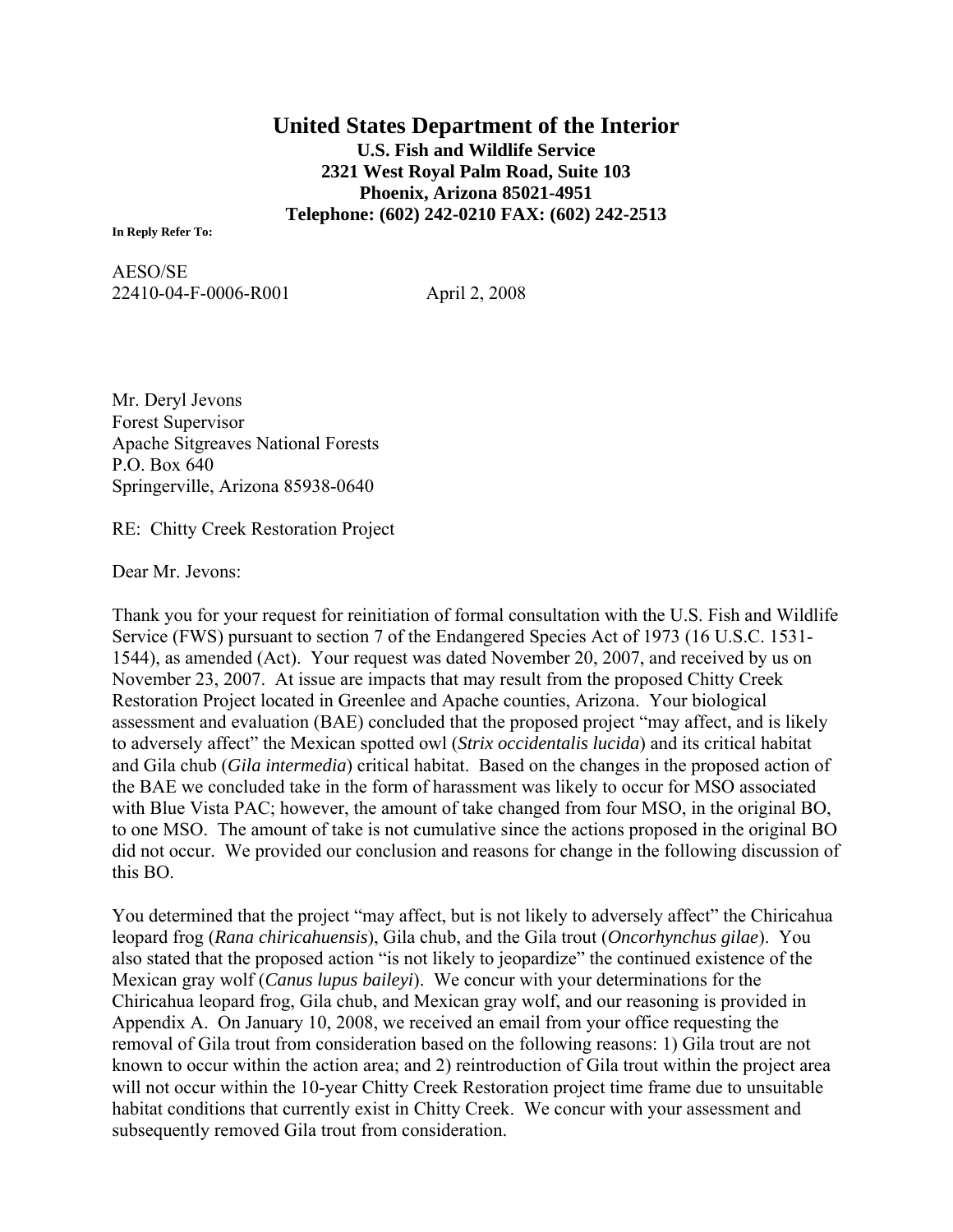# United States Department of the Interior

**U.S. Fish and Wildlife Service**
**2321 West Royal Palm Road, Suite 103**
**Phoenix, Arizona 85021-4951**
**Telephone: (602) 242-0210 FAX: (602) 242-2513**

**In Reply Refer To:**

AESO/SE
22410-04-F-0006-R001 April 2, 2008

Mr. Deryl Jevons
Forest Supervisor
Apache Sitgreaves National Forests
P.O. Box 640
Springerville, Arizona 85938-0640

RE: Chitty Creek Restoration Project

Dear Mr. Jevons:

Thank you for your request for reinitiation of formal consultation with the U.S. Fish and Wildlife Service (FWS) pursuant to section 7 of the Endangered Species Act of 1973 (16 U.S.C. 1531-1544), as amended (Act). Your request was dated November 20, 2007, and received by us on November 23, 2007. At issue are impacts that may result from the proposed Chitty Creek Restoration Project located in Greenlee and Apache counties, Arizona. Your biological assessment and evaluation (BAE) concluded that the proposed project "may affect, and is likely to adversely affect" the Mexican spotted owl (*Strix occidentalis lucida*) and its critical habitat and Gila chub (*Gila intermedia*) critical habitat. Based on the changes in the proposed action of the BAE we concluded take in the form of harassment was likely to occur for MSO associated with Blue Vista PAC; however, the amount of take changed from four MSO, in the original BO, to one MSO. The amount of take is not cumulative since the actions proposed in the original BO did not occur. We provided our conclusion and reasons for change in the following discussion of this BO.

You determined that the project "may affect, but is not likely to adversely affect" the Chiricahua leopard frog (*Rana chiricahuensis*), Gila chub, and the Gila trout (*Oncorhynchus gilae*). You also stated that the proposed action "is not likely to jeopardize" the continued existence of the Mexican gray wolf (*Canus lupus baileyi*). We concur with your determinations for the Chiricahua leopard frog, Gila chub, and Mexican gray wolf, and our reasoning is provided in Appendix A. On January 10, 2008, we received an email from your office requesting the removal of Gila trout from consideration based on the following reasons: 1) Gila trout are not known to occur within the action area; and 2) reintroduction of Gila trout within the project area will not occur within the 10-year Chitty Creek Restoration project time frame due to unsuitable habitat conditions that currently exist in Chitty Creek. We concur with your assessment and subsequently removed Gila trout from consideration.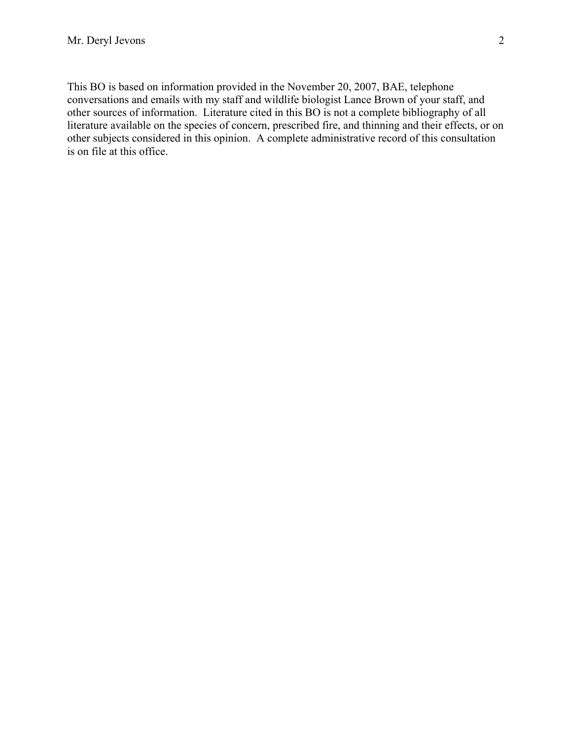This BO is based on information provided in the November 20, 2007, BAE, telephone conversations and emails with my staff and wildlife biologist Lance Brown of your staff, and other sources of information. Literature cited in this BO is not a complete bibliography of all literature available on the species of concern, prescribed fire, and thinning and their effects, or on other subjects considered in this opinion. A complete administrative record of this consultation is on file at this office.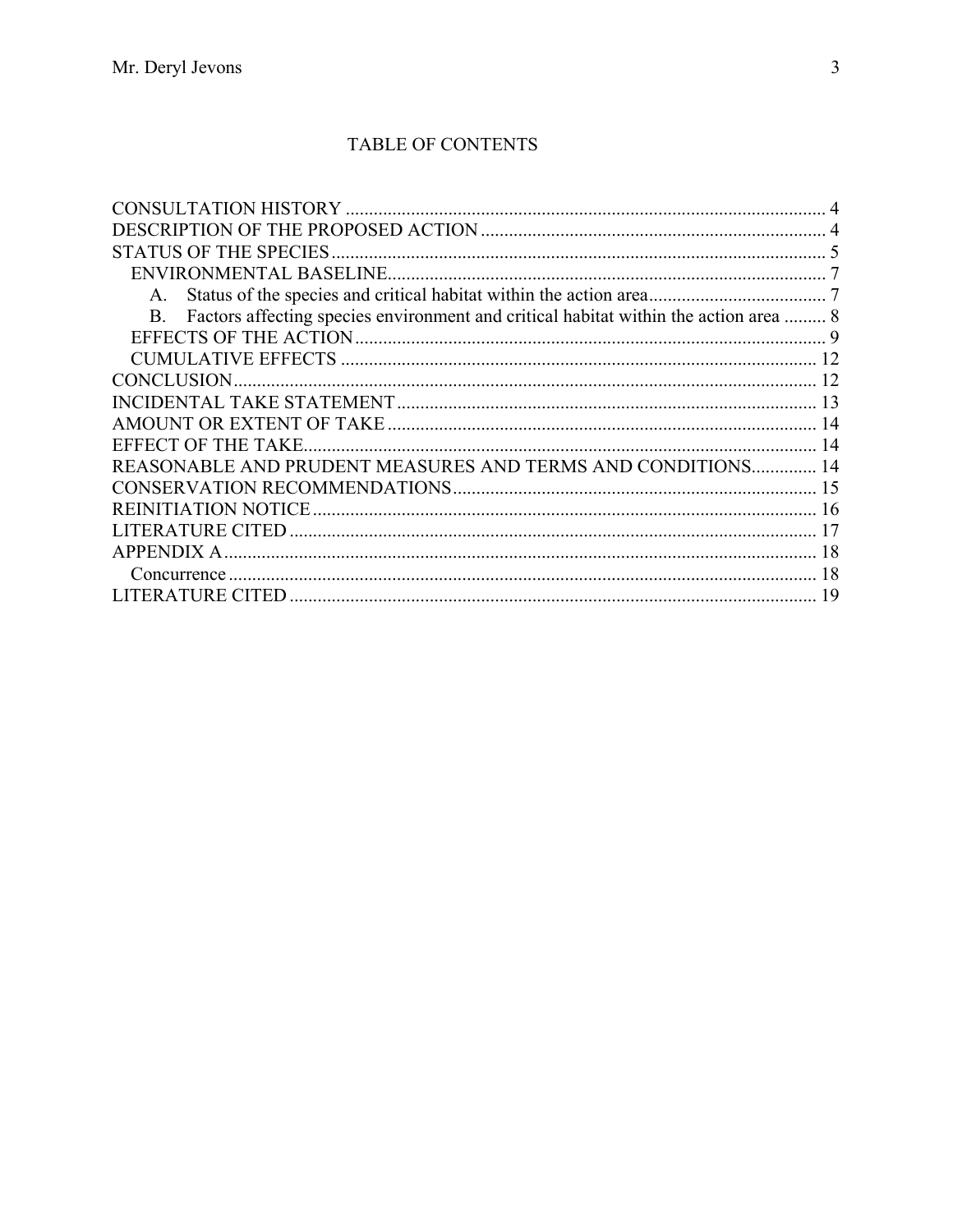## TABLE OF CONTENTS

CONSULTATION HISTORY ..................................................................................................... 4
DESCRIPTION OF THE PROPOSED ACTION ......................................................................... 4
STATUS OF THE SPECIES ........................................................................................................ 5
  ENVIRONMENTAL BASELINE............................................................................................ 7
    A. Status of the species and critical habitat within the action area...................................... 7
    B. Factors affecting species environment and critical habitat within the action area ......... 8
  EFFECTS OF THE ACTION .................................................................................................... 9
  CUMULATIVE EFFECTS ..................................................................................................... 12
CONCLUSION............................................................................................................................ 12
INCIDENTAL TAKE STATEMENT ......................................................................................... 13
AMOUNT OR EXTENT OF TAKE ........................................................................................... 14
EFFECT OF THE TAKE............................................................................................................. 14
REASONABLE AND PRUDENT MEASURES AND TERMS AND CONDITIONS.............. 14
CONSERVATION RECOMMENDATIONS............................................................................. 15
REINITIATION NOTICE ........................................................................................................... 16
LITERATURE CITED ................................................................................................................ 17
APPENDIX A .............................................................................................................................. 18
  Concurrence ............................................................................................................................. 18
LITERATURE CITED ................................................................................................................ 19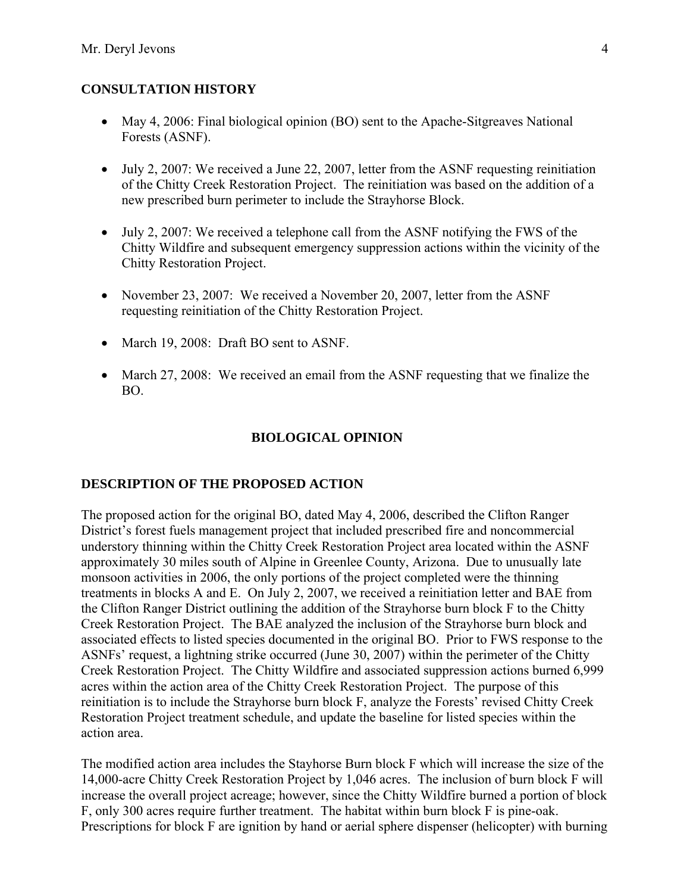## CONSULTATION HISTORY

- May 4, 2006: Final biological opinion (BO) sent to the Apache-Sitgreaves National Forests (ASNF).
- July 2, 2007: We received a June 22, 2007, letter from the ASNF requesting reinitiation of the Chitty Creek Restoration Project. The reinitiation was based on the addition of a new prescribed burn perimeter to include the Strayhorse Block.
- July 2, 2007: We received a telephone call from the ASNF notifying the FWS of the Chitty Wildfire and subsequent emergency suppression actions within the vicinity of the Chitty Restoration Project.
- November 23, 2007: We received a November 20, 2007, letter from the ASNF requesting reinitiation of the Chitty Restoration Project.
- March 19, 2008: Draft BO sent to ASNF.
- March 27, 2008: We received an email from the ASNF requesting that we finalize the BO.

# BIOLOGICAL OPINION

## DESCRIPTION OF THE PROPOSED ACTION

The proposed action for the original BO, dated May 4, 2006, described the Clifton Ranger District's forest fuels management project that included prescribed fire and noncommercial understory thinning within the Chitty Creek Restoration Project area located within the ASNF approximately 30 miles south of Alpine in Greenlee County, Arizona. Due to unusually late monsoon activities in 2006, the only portions of the project completed were the thinning treatments in blocks A and E. On July 2, 2007, we received a reinitiation letter and BAE from the Clifton Ranger District outlining the addition of the Strayhorse burn block F to the Chitty Creek Restoration Project. The BAE analyzed the inclusion of the Strayhorse burn block and associated effects to listed species documented in the original BO. Prior to FWS response to the ASNFs' request, a lightning strike occurred (June 30, 2007) within the perimeter of the Chitty Creek Restoration Project. The Chitty Wildfire and associated suppression actions burned 6,999 acres within the action area of the Chitty Creek Restoration Project. The purpose of this reinitiation is to include the Strayhorse burn block F, analyze the Forests' revised Chitty Creek Restoration Project treatment schedule, and update the baseline for listed species within the action area.

The modified action area includes the Stayhorse Burn block F which will increase the size of the 14,000-acre Chitty Creek Restoration Project by 1,046 acres. The inclusion of burn block F will increase the overall project acreage; however, since the Chitty Wildfire burned a portion of block F, only 300 acres require further treatment. The habitat within burn block F is pine-oak. Prescriptions for block F are ignition by hand or aerial sphere dispenser (helicopter) with burning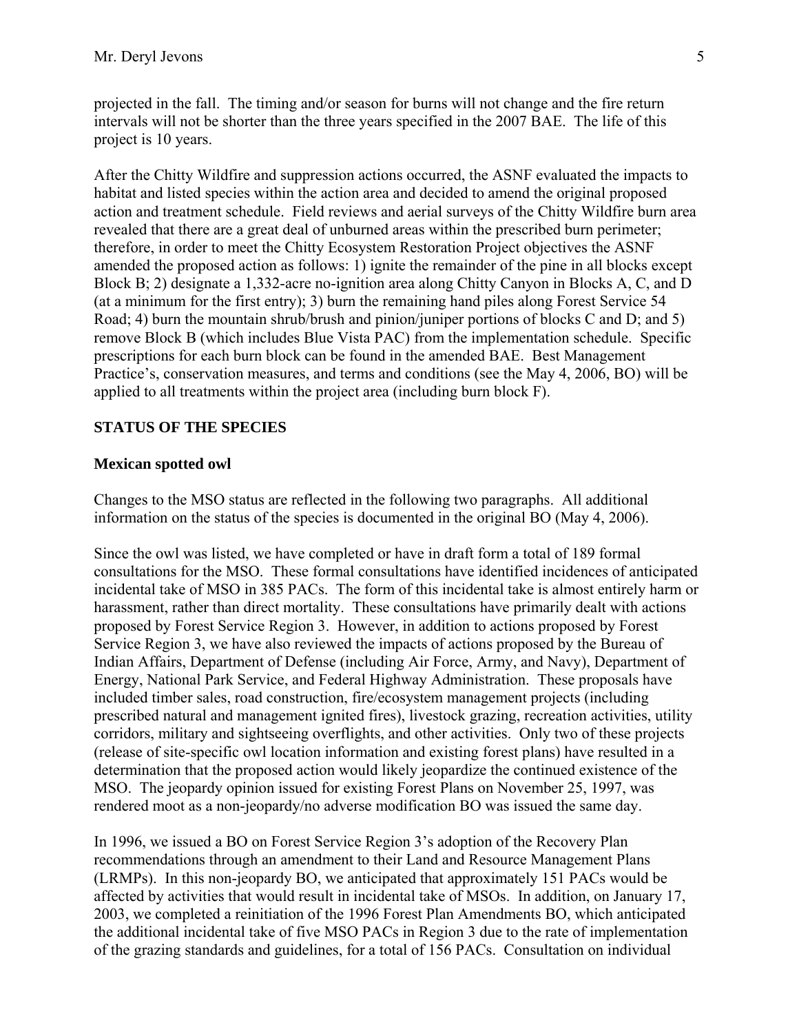projected in the fall. The timing and/or season for burns will not change and the fire return intervals will not be shorter than the three years specified in the 2007 BAE. The life of this project is 10 years.

After the Chitty Wildfire and suppression actions occurred, the ASNF evaluated the impacts to habitat and listed species within the action area and decided to amend the original proposed action and treatment schedule. Field reviews and aerial surveys of the Chitty Wildfire burn area revealed that there are a great deal of unburned areas within the prescribed burn perimeter; therefore, in order to meet the Chitty Ecosystem Restoration Project objectives the ASNF amended the proposed action as follows: 1) ignite the remainder of the pine in all blocks except Block B; 2) designate a 1,332-acre no-ignition area along Chitty Canyon in Blocks A, C, and D (at a minimum for the first entry); 3) burn the remaining hand piles along Forest Service 54 Road; 4) burn the mountain shrub/brush and pinion/juniper portions of blocks C and D; and 5) remove Block B (which includes Blue Vista PAC) from the implementation schedule. Specific prescriptions for each burn block can be found in the amended BAE. Best Management Practice's, conservation measures, and terms and conditions (see the May 4, 2006, BO) will be applied to all treatments within the project area (including burn block F).

## STATUS OF THE SPECIES

### Mexican spotted owl

Changes to the MSO status are reflected in the following two paragraphs. All additional information on the status of the species is documented in the original BO (May 4, 2006).

Since the owl was listed, we have completed or have in draft form a total of 189 formal consultations for the MSO. These formal consultations have identified incidences of anticipated incidental take of MSO in 385 PACs. The form of this incidental take is almost entirely harm or harassment, rather than direct mortality. These consultations have primarily dealt with actions proposed by Forest Service Region 3. However, in addition to actions proposed by Forest Service Region 3, we have also reviewed the impacts of actions proposed by the Bureau of Indian Affairs, Department of Defense (including Air Force, Army, and Navy), Department of Energy, National Park Service, and Federal Highway Administration. These proposals have included timber sales, road construction, fire/ecosystem management projects (including prescribed natural and management ignited fires), livestock grazing, recreation activities, utility corridors, military and sightseeing overflights, and other activities. Only two of these projects (release of site-specific owl location information and existing forest plans) have resulted in a determination that the proposed action would likely jeopardize the continued existence of the MSO. The jeopardy opinion issued for existing Forest Plans on November 25, 1997, was rendered moot as a non-jeopardy/no adverse modification BO was issued the same day.

In 1996, we issued a BO on Forest Service Region 3's adoption of the Recovery Plan recommendations through an amendment to their Land and Resource Management Plans (LRMPs). In this non-jeopardy BO, we anticipated that approximately 151 PACs would be affected by activities that would result in incidental take of MSOs. In addition, on January 17, 2003, we completed a reinitiation of the 1996 Forest Plan Amendments BO, which anticipated the additional incidental take of five MSO PACs in Region 3 due to the rate of implementation of the grazing standards and guidelines, for a total of 156 PACs. Consultation on individual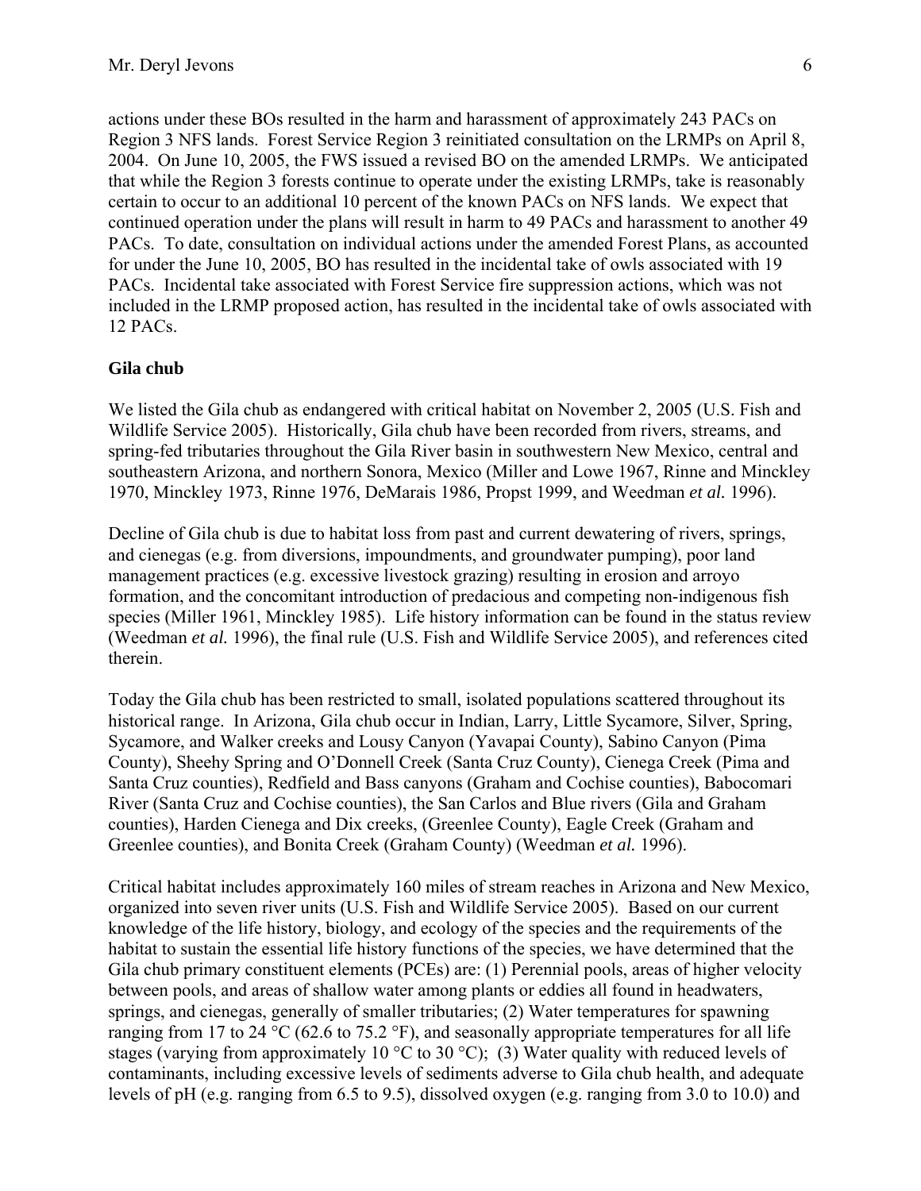actions under these BOs resulted in the harm and harassment of approximately 243 PACs on Region 3 NFS lands. Forest Service Region 3 reinitiated consultation on the LRMPs on April 8, 2004. On June 10, 2005, the FWS issued a revised BO on the amended LRMPs. We anticipated that while the Region 3 forests continue to operate under the existing LRMPs, take is reasonably certain to occur to an additional 10 percent of the known PACs on NFS lands. We expect that continued operation under the plans will result in harm to 49 PACs and harassment to another 49 PACs. To date, consultation on individual actions under the amended Forest Plans, as accounted for under the June 10, 2005, BO has resulted in the incidental take of owls associated with 19 PACs. Incidental take associated with Forest Service fire suppression actions, which was not included in the LRMP proposed action, has resulted in the incidental take of owls associated with 12 PACs.

**Gila chub**

We listed the Gila chub as endangered with critical habitat on November 2, 2005 (U.S. Fish and Wildlife Service 2005). Historically, Gila chub have been recorded from rivers, streams, and spring-fed tributaries throughout the Gila River basin in southwestern New Mexico, central and southeastern Arizona, and northern Sonora, Mexico (Miller and Lowe 1967, Rinne and Minckley 1970, Minckley 1973, Rinne 1976, DeMarais 1986, Propst 1999, and Weedman *et al.* 1996).

Decline of Gila chub is due to habitat loss from past and current dewatering of rivers, springs, and cienegas (e.g. from diversions, impoundments, and groundwater pumping), poor land management practices (e.g. excessive livestock grazing) resulting in erosion and arroyo formation, and the concomitant introduction of predacious and competing non-indigenous fish species (Miller 1961, Minckley 1985). Life history information can be found in the status review (Weedman *et al.* 1996), the final rule (U.S. Fish and Wildlife Service 2005), and references cited therein.

Today the Gila chub has been restricted to small, isolated populations scattered throughout its historical range. In Arizona, Gila chub occur in Indian, Larry, Little Sycamore, Silver, Spring, Sycamore, and Walker creeks and Lousy Canyon (Yavapai County), Sabino Canyon (Pima County), Sheehy Spring and O'Donnell Creek (Santa Cruz County), Cienega Creek (Pima and Santa Cruz counties), Redfield and Bass canyons (Graham and Cochise counties), Babocomari River (Santa Cruz and Cochise counties), the San Carlos and Blue rivers (Gila and Graham counties), Harden Cienega and Dix creeks, (Greenlee County), Eagle Creek (Graham and Greenlee counties), and Bonita Creek (Graham County) (Weedman *et al.* 1996).

Critical habitat includes approximately 160 miles of stream reaches in Arizona and New Mexico, organized into seven river units (U.S. Fish and Wildlife Service 2005). Based on our current knowledge of the life history, biology, and ecology of the species and the requirements of the habitat to sustain the essential life history functions of the species, we have determined that the Gila chub primary constituent elements (PCEs) are: (1) Perennial pools, areas of higher velocity between pools, and areas of shallow water among plants or eddies all found in headwaters, springs, and cienegas, generally of smaller tributaries; (2) Water temperatures for spawning ranging from 17 to 24 °C (62.6 to 75.2 °F), and seasonally appropriate temperatures for all life stages (varying from approximately 10 °C to 30 °C); (3) Water quality with reduced levels of contaminants, including excessive levels of sediments adverse to Gila chub health, and adequate levels of pH (e.g. ranging from 6.5 to 9.5), dissolved oxygen (e.g. ranging from 3.0 to 10.0) and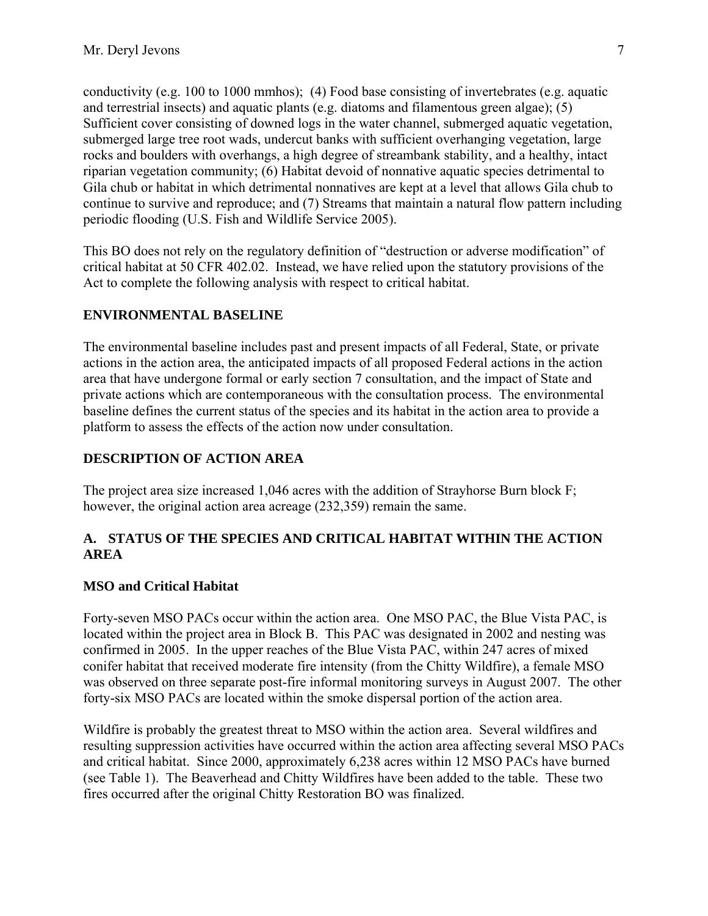conductivity (e.g. 100 to 1000 mmhos); (4) Food base consisting of invertebrates (e.g. aquatic and terrestrial insects) and aquatic plants (e.g. diatoms and filamentous green algae); (5) Sufficient cover consisting of downed logs in the water channel, submerged aquatic vegetation, submerged large tree root wads, undercut banks with sufficient overhanging vegetation, large rocks and boulders with overhangs, a high degree of streambank stability, and a healthy, intact riparian vegetation community; (6) Habitat devoid of nonnative aquatic species detrimental to Gila chub or habitat in which detrimental nonnatives are kept at a level that allows Gila chub to continue to survive and reproduce; and (7) Streams that maintain a natural flow pattern including periodic flooding (U.S. Fish and Wildlife Service 2005).

This BO does not rely on the regulatory definition of "destruction or adverse modification" of critical habitat at 50 CFR 402.02. Instead, we have relied upon the statutory provisions of the Act to complete the following analysis with respect to critical habitat.

## ENVIRONMENTAL BASELINE

The environmental baseline includes past and present impacts of all Federal, State, or private actions in the action area, the anticipated impacts of all proposed Federal actions in the action area that have undergone formal or early section 7 consultation, and the impact of State and private actions which are contemporaneous with the consultation process. The environmental baseline defines the current status of the species and its habitat in the action area to provide a platform to assess the effects of the action now under consultation.

## DESCRIPTION OF ACTION AREA

The project area size increased 1,046 acres with the addition of Strayhorse Burn block F; however, the original action area acreage (232,359) remain the same.

## A. STATUS OF THE SPECIES AND CRITICAL HABITAT WITHIN THE ACTION AREA

### MSO and Critical Habitat

Forty-seven MSO PACs occur within the action area. One MSO PAC, the Blue Vista PAC, is located within the project area in Block B. This PAC was designated in 2002 and nesting was confirmed in 2005. In the upper reaches of the Blue Vista PAC, within 247 acres of mixed conifer habitat that received moderate fire intensity (from the Chitty Wildfire), a female MSO was observed on three separate post-fire informal monitoring surveys in August 2007. The other forty-six MSO PACs are located within the smoke dispersal portion of the action area.

Wildfire is probably the greatest threat to MSO within the action area. Several wildfires and resulting suppression activities have occurred within the action area affecting several MSO PACs and critical habitat. Since 2000, approximately 6,238 acres within 12 MSO PACs have burned (see Table 1). The Beaverhead and Chitty Wildfires have been added to the table. These two fires occurred after the original Chitty Restoration BO was finalized.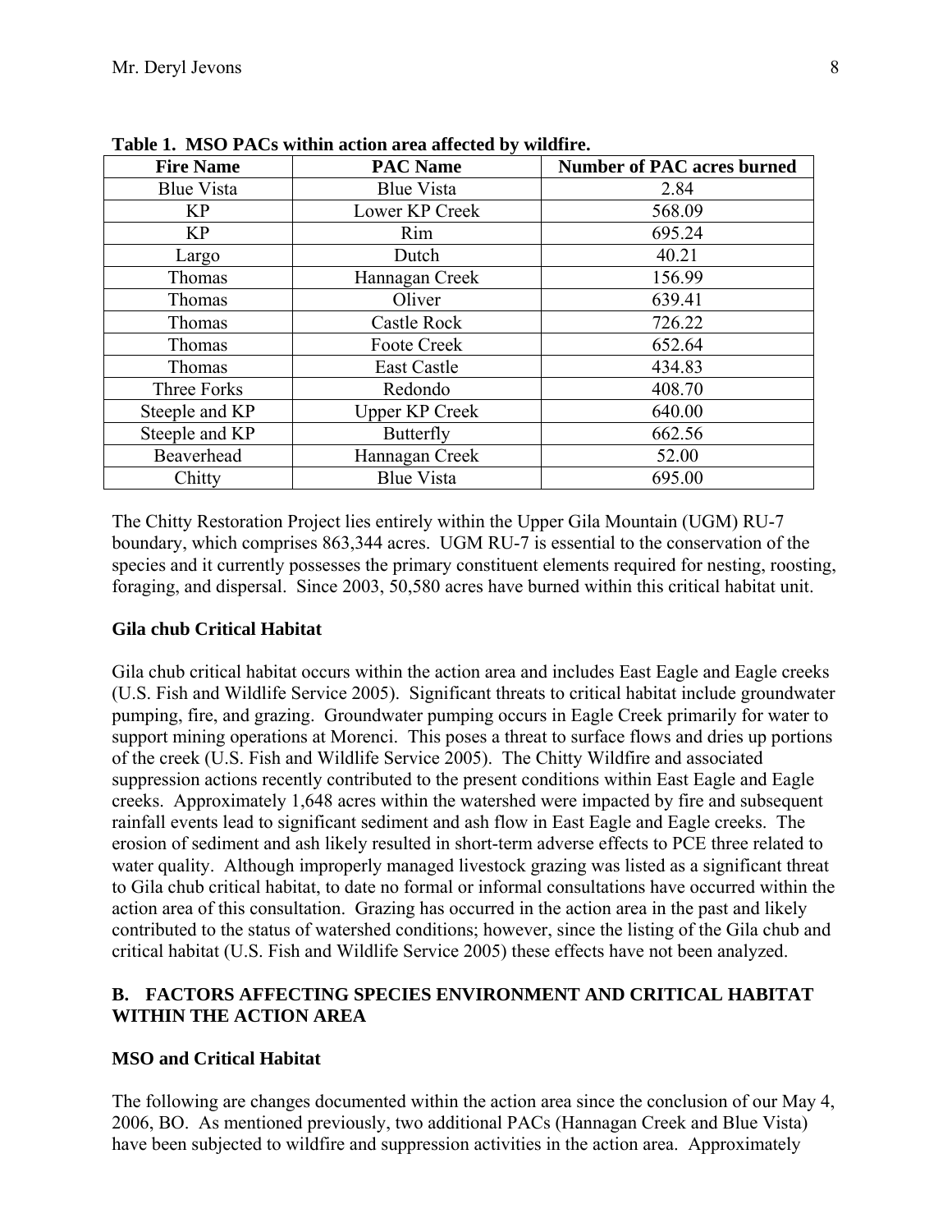**Table 1. MSO PACs within action area affected by wildfire.**

| Fire Name | PAC Name | Number of PAC acres burned |
|---|---|---|
| Blue Vista | Blue Vista | 2.84 |
| KP | Lower KP Creek | 568.09 |
| KP | Rim | 695.24 |
| Largo | Dutch | 40.21 |
| Thomas | Hannagan Creek | 156.99 |
| Thomas | Oliver | 639.41 |
| Thomas | Castle Rock | 726.22 |
| Thomas | Foote Creek | 652.64 |
| Thomas | East Castle | 434.83 |
| Three Forks | Redondo | 408.70 |
| Steeple and KP | Upper KP Creek | 640.00 |
| Steeple and KP | Butterfly | 662.56 |
| Beaverhead | Hannagan Creek | 52.00 |
| Chitty | Blue Vista | 695.00 |

The Chitty Restoration Project lies entirely within the Upper Gila Mountain (UGM) RU-7 boundary, which comprises 863,344 acres. UGM RU-7 is essential to the conservation of the species and it currently possesses the primary constituent elements required for nesting, roosting, foraging, and dispersal. Since 2003, 50,580 acres have burned within this critical habitat unit.

**Gila chub Critical Habitat**

Gila chub critical habitat occurs within the action area and includes East Eagle and Eagle creeks (U.S. Fish and Wildlife Service 2005). Significant threats to critical habitat include groundwater pumping, fire, and grazing. Groundwater pumping occurs in Eagle Creek primarily for water to support mining operations at Morenci. This poses a threat to surface flows and dries up portions of the creek (U.S. Fish and Wildlife Service 2005). The Chitty Wildfire and associated suppression actions recently contributed to the present conditions within East Eagle and Eagle creeks. Approximately 1,648 acres within the watershed were impacted by fire and subsequent rainfall events lead to significant sediment and ash flow in East Eagle and Eagle creeks. The erosion of sediment and ash likely resulted in short-term adverse effects to PCE three related to water quality. Although improperly managed livestock grazing was listed as a significant threat to Gila chub critical habitat, to date no formal or informal consultations have occurred within the action area of this consultation. Grazing has occurred in the action area in the past and likely contributed to the status of watershed conditions; however, since the listing of the Gila chub and critical habitat (U.S. Fish and Wildlife Service 2005) these effects have not been analyzed.

## B. FACTORS AFFECTING SPECIES ENVIRONMENT AND CRITICAL HABITAT WITHIN THE ACTION AREA

**MSO and Critical Habitat**

The following are changes documented within the action area since the conclusion of our May 4, 2006, BO. As mentioned previously, two additional PACs (Hannagan Creek and Blue Vista) have been subjected to wildfire and suppression activities in the action area. Approximately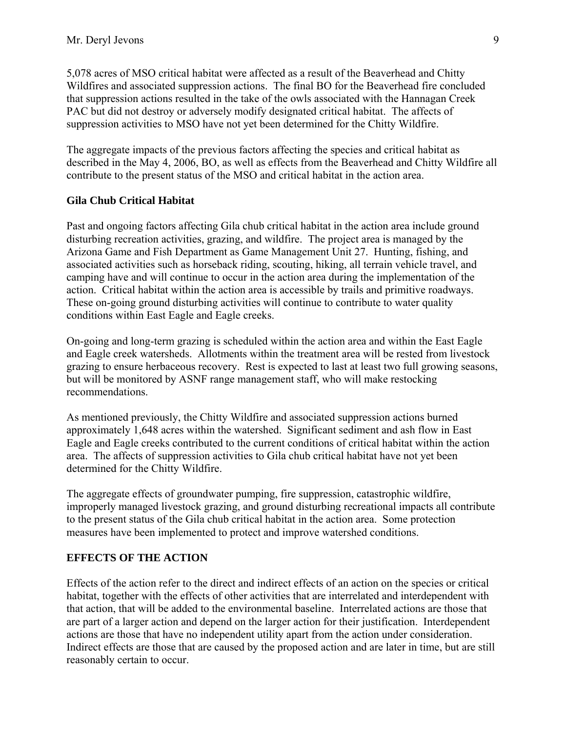5,078 acres of MSO critical habitat were affected as a result of the Beaverhead and Chitty Wildfires and associated suppression actions. The final BO for the Beaverhead fire concluded that suppression actions resulted in the take of the owls associated with the Hannagan Creek PAC but did not destroy or adversely modify designated critical habitat. The affects of suppression activities to MSO have not yet been determined for the Chitty Wildfire.

The aggregate impacts of the previous factors affecting the species and critical habitat as described in the May 4, 2006, BO, as well as effects from the Beaverhead and Chitty Wildfire all contribute to the present status of the MSO and critical habitat in the action area.

**Gila Chub Critical Habitat**

Past and ongoing factors affecting Gila chub critical habitat in the action area include ground disturbing recreation activities, grazing, and wildfire. The project area is managed by the Arizona Game and Fish Department as Game Management Unit 27. Hunting, fishing, and associated activities such as horseback riding, scouting, hiking, all terrain vehicle travel, and camping have and will continue to occur in the action area during the implementation of the action. Critical habitat within the action area is accessible by trails and primitive roadways. These on-going ground disturbing activities will continue to contribute to water quality conditions within East Eagle and Eagle creeks.

On-going and long-term grazing is scheduled within the action area and within the East Eagle and Eagle creek watersheds. Allotments within the treatment area will be rested from livestock grazing to ensure herbaceous recovery. Rest is expected to last at least two full growing seasons, but will be monitored by ASNF range management staff, who will make restocking recommendations.

As mentioned previously, the Chitty Wildfire and associated suppression actions burned approximately 1,648 acres within the watershed. Significant sediment and ash flow in East Eagle and Eagle creeks contributed to the current conditions of critical habitat within the action area. The affects of suppression activities to Gila chub critical habitat have not yet been determined for the Chitty Wildfire.

The aggregate effects of groundwater pumping, fire suppression, catastrophic wildfire, improperly managed livestock grazing, and ground disturbing recreational impacts all contribute to the present status of the Gila chub critical habitat in the action area. Some protection measures have been implemented to protect and improve watershed conditions.

**EFFECTS OF THE ACTION**

Effects of the action refer to the direct and indirect effects of an action on the species or critical habitat, together with the effects of other activities that are interrelated and interdependent with that action, that will be added to the environmental baseline. Interrelated actions are those that are part of a larger action and depend on the larger action for their justification. Interdependent actions are those that have no independent utility apart from the action under consideration. Indirect effects are those that are caused by the proposed action and are later in time, but are still reasonably certain to occur.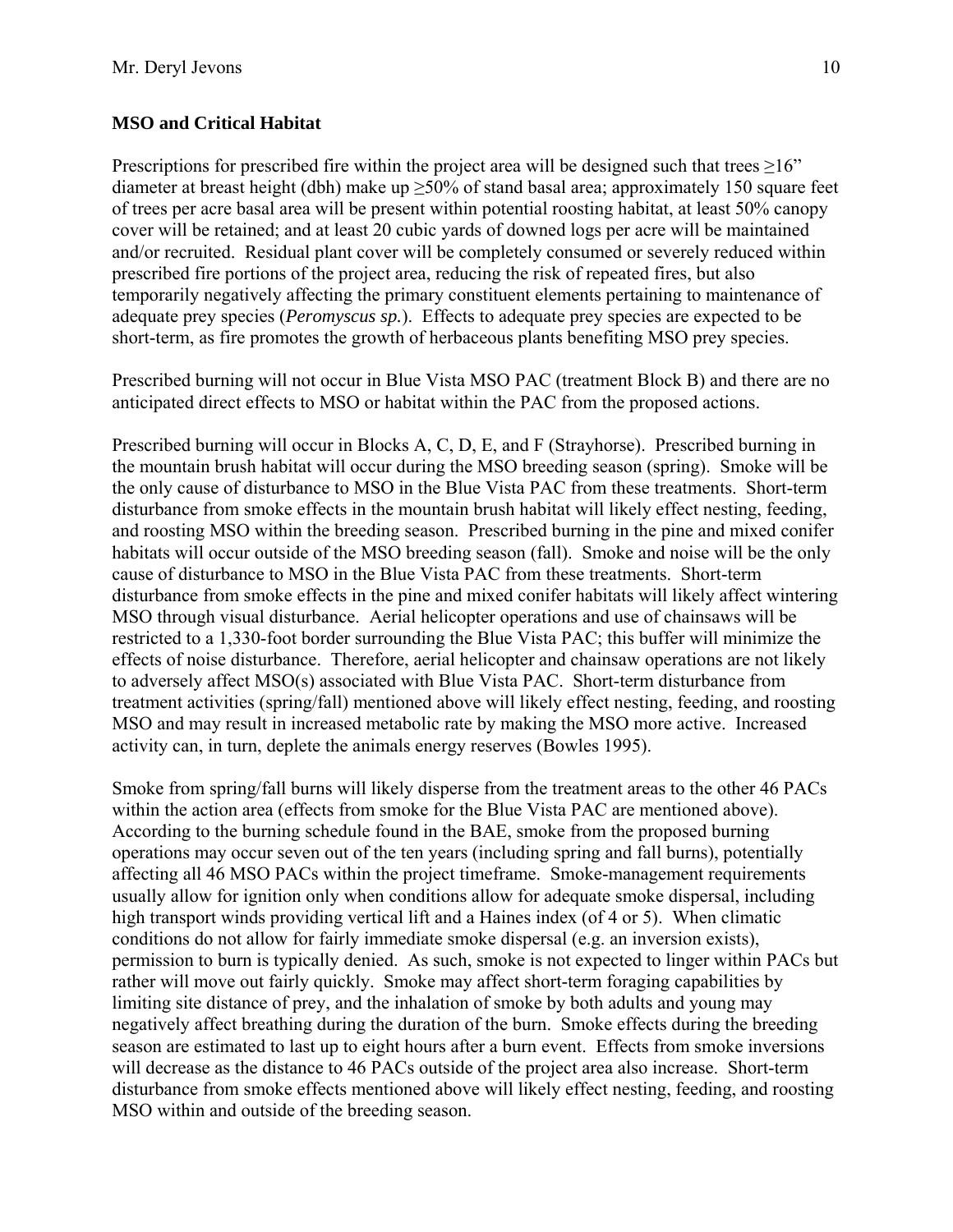**MSO and Critical Habitat**

Prescriptions for prescribed fire within the project area will be designed such that trees ≥16" diameter at breast height (dbh) make up ≥50% of stand basal area; approximately 150 square feet of trees per acre basal area will be present within potential roosting habitat, at least 50% canopy cover will be retained; and at least 20 cubic yards of downed logs per acre will be maintained and/or recruited. Residual plant cover will be completely consumed or severely reduced within prescribed fire portions of the project area, reducing the risk of repeated fires, but also temporarily negatively affecting the primary constituent elements pertaining to maintenance of adequate prey species (*Peromyscus sp.*). Effects to adequate prey species are expected to be short-term, as fire promotes the growth of herbaceous plants benefiting MSO prey species.

Prescribed burning will not occur in Blue Vista MSO PAC (treatment Block B) and there are no anticipated direct effects to MSO or habitat within the PAC from the proposed actions.

Prescribed burning will occur in Blocks A, C, D, E, and F (Strayhorse). Prescribed burning in the mountain brush habitat will occur during the MSO breeding season (spring). Smoke will be the only cause of disturbance to MSO in the Blue Vista PAC from these treatments. Short-term disturbance from smoke effects in the mountain brush habitat will likely effect nesting, feeding, and roosting MSO within the breeding season. Prescribed burning in the pine and mixed conifer habitats will occur outside of the MSO breeding season (fall). Smoke and noise will be the only cause of disturbance to MSO in the Blue Vista PAC from these treatments. Short-term disturbance from smoke effects in the pine and mixed conifer habitats will likely affect wintering MSO through visual disturbance. Aerial helicopter operations and use of chainsaws will be restricted to a 1,330-foot border surrounding the Blue Vista PAC; this buffer will minimize the effects of noise disturbance. Therefore, aerial helicopter and chainsaw operations are not likely to adversely affect MSO(s) associated with Blue Vista PAC. Short-term disturbance from treatment activities (spring/fall) mentioned above will likely effect nesting, feeding, and roosting MSO and may result in increased metabolic rate by making the MSO more active. Increased activity can, in turn, deplete the animals energy reserves (Bowles 1995).

Smoke from spring/fall burns will likely disperse from the treatment areas to the other 46 PACs within the action area (effects from smoke for the Blue Vista PAC are mentioned above). According to the burning schedule found in the BAE, smoke from the proposed burning operations may occur seven out of the ten years (including spring and fall burns), potentially affecting all 46 MSO PACs within the project timeframe. Smoke-management requirements usually allow for ignition only when conditions allow for adequate smoke dispersal, including high transport winds providing vertical lift and a Haines index (of 4 or 5). When climatic conditions do not allow for fairly immediate smoke dispersal (e.g. an inversion exists), permission to burn is typically denied. As such, smoke is not expected to linger within PACs but rather will move out fairly quickly. Smoke may affect short-term foraging capabilities by limiting site distance of prey, and the inhalation of smoke by both adults and young may negatively affect breathing during the duration of the burn. Smoke effects during the breeding season are estimated to last up to eight hours after a burn event. Effects from smoke inversions will decrease as the distance to 46 PACs outside of the project area also increase. Short-term disturbance from smoke effects mentioned above will likely effect nesting, feeding, and roosting MSO within and outside of the breeding season.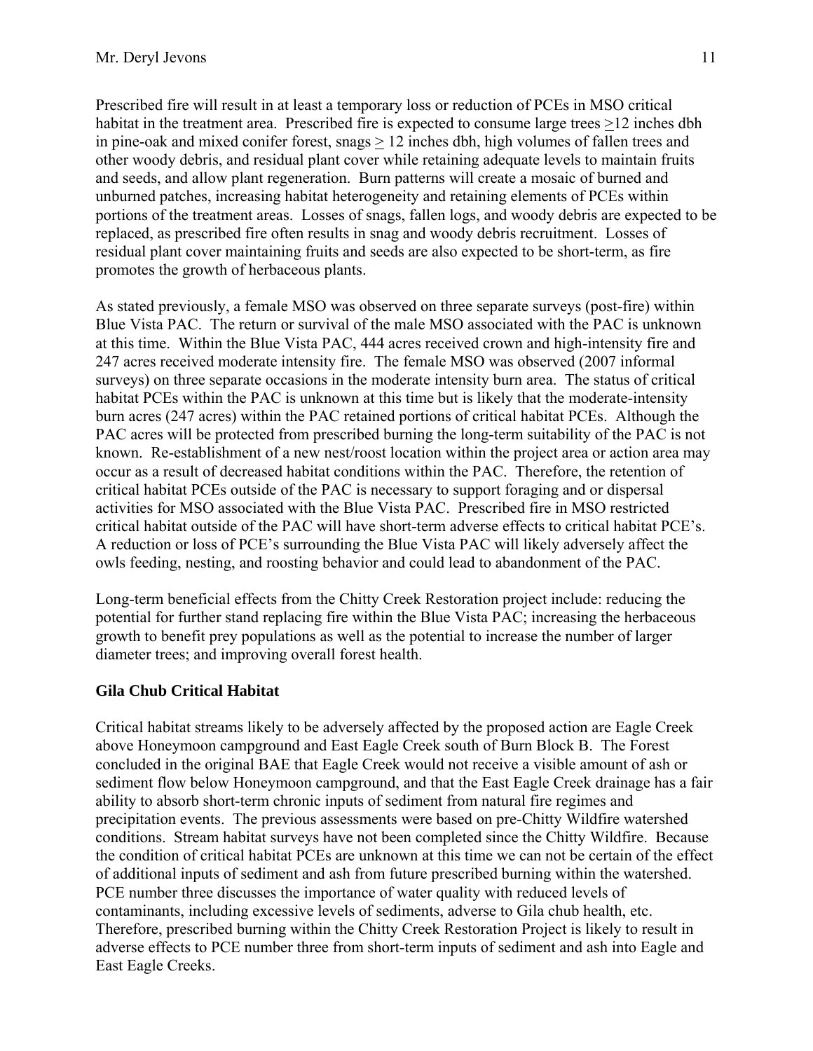Prescribed fire will result in at least a temporary loss or reduction of PCEs in MSO critical habitat in the treatment area. Prescribed fire is expected to consume large trees ≥12 inches dbh in pine-oak and mixed conifer forest, snags ≥ 12 inches dbh, high volumes of fallen trees and other woody debris, and residual plant cover while retaining adequate levels to maintain fruits and seeds, and allow plant regeneration. Burn patterns will create a mosaic of burned and unburned patches, increasing habitat heterogeneity and retaining elements of PCEs within portions of the treatment areas. Losses of snags, fallen logs, and woody debris are expected to be replaced, as prescribed fire often results in snag and woody debris recruitment. Losses of residual plant cover maintaining fruits and seeds are also expected to be short-term, as fire promotes the growth of herbaceous plants.

As stated previously, a female MSO was observed on three separate surveys (post-fire) within Blue Vista PAC. The return or survival of the male MSO associated with the PAC is unknown at this time. Within the Blue Vista PAC, 444 acres received crown and high-intensity fire and 247 acres received moderate intensity fire. The female MSO was observed (2007 informal surveys) on three separate occasions in the moderate intensity burn area. The status of critical habitat PCEs within the PAC is unknown at this time but is likely that the moderate-intensity burn acres (247 acres) within the PAC retained portions of critical habitat PCEs. Although the PAC acres will be protected from prescribed burning the long-term suitability of the PAC is not known. Re-establishment of a new nest/roost location within the project area or action area may occur as a result of decreased habitat conditions within the PAC. Therefore, the retention of critical habitat PCEs outside of the PAC is necessary to support foraging and or dispersal activities for MSO associated with the Blue Vista PAC. Prescribed fire in MSO restricted critical habitat outside of the PAC will have short-term adverse effects to critical habitat PCE's. A reduction or loss of PCE's surrounding the Blue Vista PAC will likely adversely affect the owls feeding, nesting, and roosting behavior and could lead to abandonment of the PAC.

Long-term beneficial effects from the Chitty Creek Restoration project include: reducing the potential for further stand replacing fire within the Blue Vista PAC; increasing the herbaceous growth to benefit prey populations as well as the potential to increase the number of larger diameter trees; and improving overall forest health.

**Gila Chub Critical Habitat**

Critical habitat streams likely to be adversely affected by the proposed action are Eagle Creek above Honeymoon campground and East Eagle Creek south of Burn Block B. The Forest concluded in the original BAE that Eagle Creek would not receive a visible amount of ash or sediment flow below Honeymoon campground, and that the East Eagle Creek drainage has a fair ability to absorb short-term chronic inputs of sediment from natural fire regimes and precipitation events. The previous assessments were based on pre-Chitty Wildfire watershed conditions. Stream habitat surveys have not been completed since the Chitty Wildfire. Because the condition of critical habitat PCEs are unknown at this time we can not be certain of the effect of additional inputs of sediment and ash from future prescribed burning within the watershed. PCE number three discusses the importance of water quality with reduced levels of contaminants, including excessive levels of sediments, adverse to Gila chub health, etc. Therefore, prescribed burning within the Chitty Creek Restoration Project is likely to result in adverse effects to PCE number three from short-term inputs of sediment and ash into Eagle and East Eagle Creeks.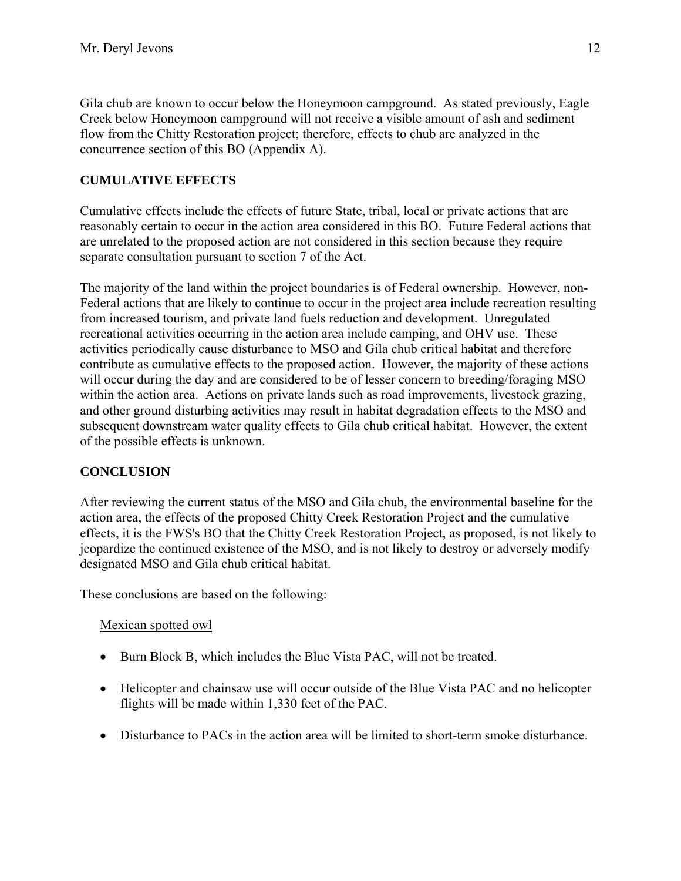Gila chub are known to occur below the Honeymoon campground. As stated previously, Eagle Creek below Honeymoon campground will not receive a visible amount of ash and sediment flow from the Chitty Restoration project; therefore, effects to chub are analyzed in the concurrence section of this BO (Appendix A).

## CUMULATIVE EFFECTS

Cumulative effects include the effects of future State, tribal, local or private actions that are reasonably certain to occur in the action area considered in this BO. Future Federal actions that are unrelated to the proposed action are not considered in this section because they require separate consultation pursuant to section 7 of the Act.

The majority of the land within the project boundaries is of Federal ownership. However, non-Federal actions that are likely to continue to occur in the project area include recreation resulting from increased tourism, and private land fuels reduction and development. Unregulated recreational activities occurring in the action area include camping, and OHV use. These activities periodically cause disturbance to MSO and Gila chub critical habitat and therefore contribute as cumulative effects to the proposed action. However, the majority of these actions will occur during the day and are considered to be of lesser concern to breeding/foraging MSO within the action area. Actions on private lands such as road improvements, livestock grazing, and other ground disturbing activities may result in habitat degradation effects to the MSO and subsequent downstream water quality effects to Gila chub critical habitat. However, the extent of the possible effects is unknown.

## CONCLUSION

After reviewing the current status of the MSO and Gila chub, the environmental baseline for the action area, the effects of the proposed Chitty Creek Restoration Project and the cumulative effects, it is the FWS's BO that the Chitty Creek Restoration Project, as proposed, is not likely to jeopardize the continued existence of the MSO, and is not likely to destroy or adversely modify designated MSO and Gila chub critical habitat.

These conclusions are based on the following:

Mexican spotted owl

- Burn Block B, which includes the Blue Vista PAC, will not be treated.
- Helicopter and chainsaw use will occur outside of the Blue Vista PAC and no helicopter flights will be made within 1,330 feet of the PAC.
- Disturbance to PACs in the action area will be limited to short-term smoke disturbance.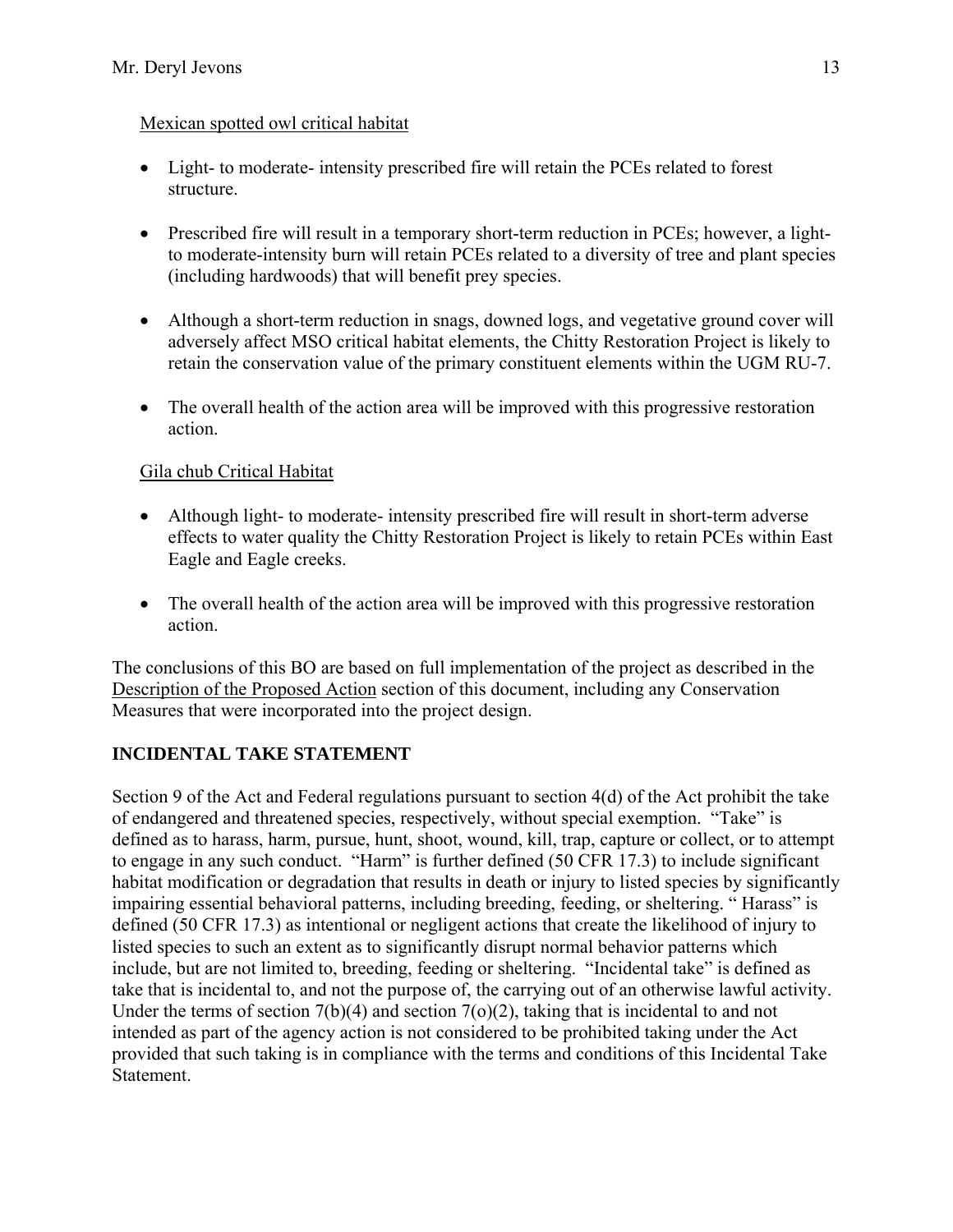Mexican spotted owl critical habitat

- Light- to moderate- intensity prescribed fire will retain the PCEs related to forest structure.
- Prescribed fire will result in a temporary short-term reduction in PCEs; however, a light- to moderate-intensity burn will retain PCEs related to a diversity of tree and plant species (including hardwoods) that will benefit prey species.
- Although a short-term reduction in snags, downed logs, and vegetative ground cover will adversely affect MSO critical habitat elements, the Chitty Restoration Project is likely to retain the conservation value of the primary constituent elements within the UGM RU-7.
- The overall health of the action area will be improved with this progressive restoration action.

Gila chub Critical Habitat

- Although light- to moderate- intensity prescribed fire will result in short-term adverse effects to water quality the Chitty Restoration Project is likely to retain PCEs within East Eagle and Eagle creeks.
- The overall health of the action area will be improved with this progressive restoration action.

The conclusions of this BO are based on full implementation of the project as described in the Description of the Proposed Action section of this document, including any Conservation Measures that were incorporated into the project design.

## INCIDENTAL TAKE STATEMENT

Section 9 of the Act and Federal regulations pursuant to section 4(d) of the Act prohibit the take of endangered and threatened species, respectively, without special exemption. "Take" is defined as to harass, harm, pursue, hunt, shoot, wound, kill, trap, capture or collect, or to attempt to engage in any such conduct. "Harm" is further defined (50 CFR 17.3) to include significant habitat modification or degradation that results in death or injury to listed species by significantly impairing essential behavioral patterns, including breeding, feeding, or sheltering. " Harass" is defined (50 CFR 17.3) as intentional or negligent actions that create the likelihood of injury to listed species to such an extent as to significantly disrupt normal behavior patterns which include, but are not limited to, breeding, feeding or sheltering. "Incidental take" is defined as take that is incidental to, and not the purpose of, the carrying out of an otherwise lawful activity. Under the terms of section 7(b)(4) and section 7(o)(2), taking that is incidental to and not intended as part of the agency action is not considered to be prohibited taking under the Act provided that such taking is in compliance with the terms and conditions of this Incidental Take Statement.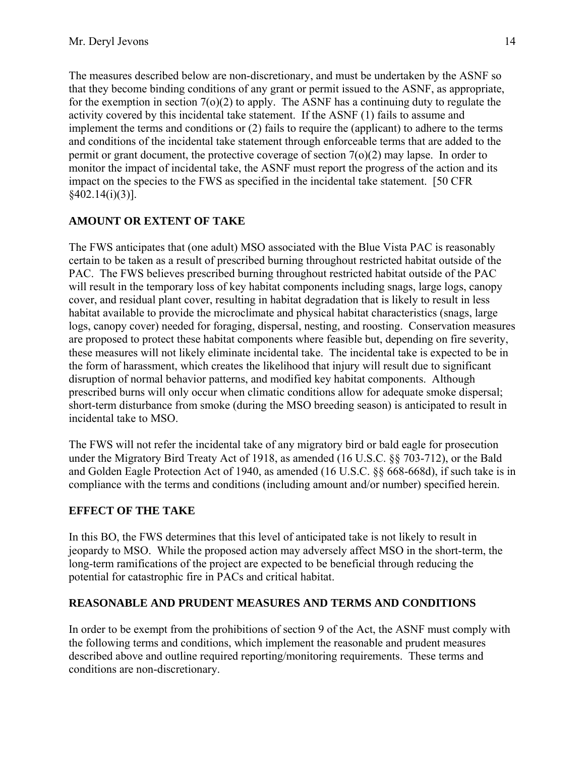The measures described below are non-discretionary, and must be undertaken by the ASNF so that they become binding conditions of any grant or permit issued to the ASNF, as appropriate, for the exemption in section 7(o)(2) to apply. The ASNF has a continuing duty to regulate the activity covered by this incidental take statement. If the ASNF (1) fails to assume and implement the terms and conditions or (2) fails to require the (applicant) to adhere to the terms and conditions of the incidental take statement through enforceable terms that are added to the permit or grant document, the protective coverage of section 7(o)(2) may lapse. In order to monitor the impact of incidental take, the ASNF must report the progress of the action and its impact on the species to the FWS as specified in the incidental take statement. [50 CFR §402.14(i)(3)].

## AMOUNT OR EXTENT OF TAKE

The FWS anticipates that (one adult) MSO associated with the Blue Vista PAC is reasonably certain to be taken as a result of prescribed burning throughout restricted habitat outside of the PAC. The FWS believes prescribed burning throughout restricted habitat outside of the PAC will result in the temporary loss of key habitat components including snags, large logs, canopy cover, and residual plant cover, resulting in habitat degradation that is likely to result in less habitat available to provide the microclimate and physical habitat characteristics (snags, large logs, canopy cover) needed for foraging, dispersal, nesting, and roosting. Conservation measures are proposed to protect these habitat components where feasible but, depending on fire severity, these measures will not likely eliminate incidental take. The incidental take is expected to be in the form of harassment, which creates the likelihood that injury will result due to significant disruption of normal behavior patterns, and modified key habitat components. Although prescribed burns will only occur when climatic conditions allow for adequate smoke dispersal; short-term disturbance from smoke (during the MSO breeding season) is anticipated to result in incidental take to MSO.

The FWS will not refer the incidental take of any migratory bird or bald eagle for prosecution under the Migratory Bird Treaty Act of 1918, as amended (16 U.S.C. §§ 703-712), or the Bald and Golden Eagle Protection Act of 1940, as amended (16 U.S.C. §§ 668-668d), if such take is in compliance with the terms and conditions (including amount and/or number) specified herein.

## EFFECT OF THE TAKE

In this BO, the FWS determines that this level of anticipated take is not likely to result in jeopardy to MSO. While the proposed action may adversely affect MSO in the short-term, the long-term ramifications of the project are expected to be beneficial through reducing the potential for catastrophic fire in PACs and critical habitat.

## REASONABLE AND PRUDENT MEASURES AND TERMS AND CONDITIONS

In order to be exempt from the prohibitions of section 9 of the Act, the ASNF must comply with the following terms and conditions, which implement the reasonable and prudent measures described above and outline required reporting/monitoring requirements. These terms and conditions are non-discretionary.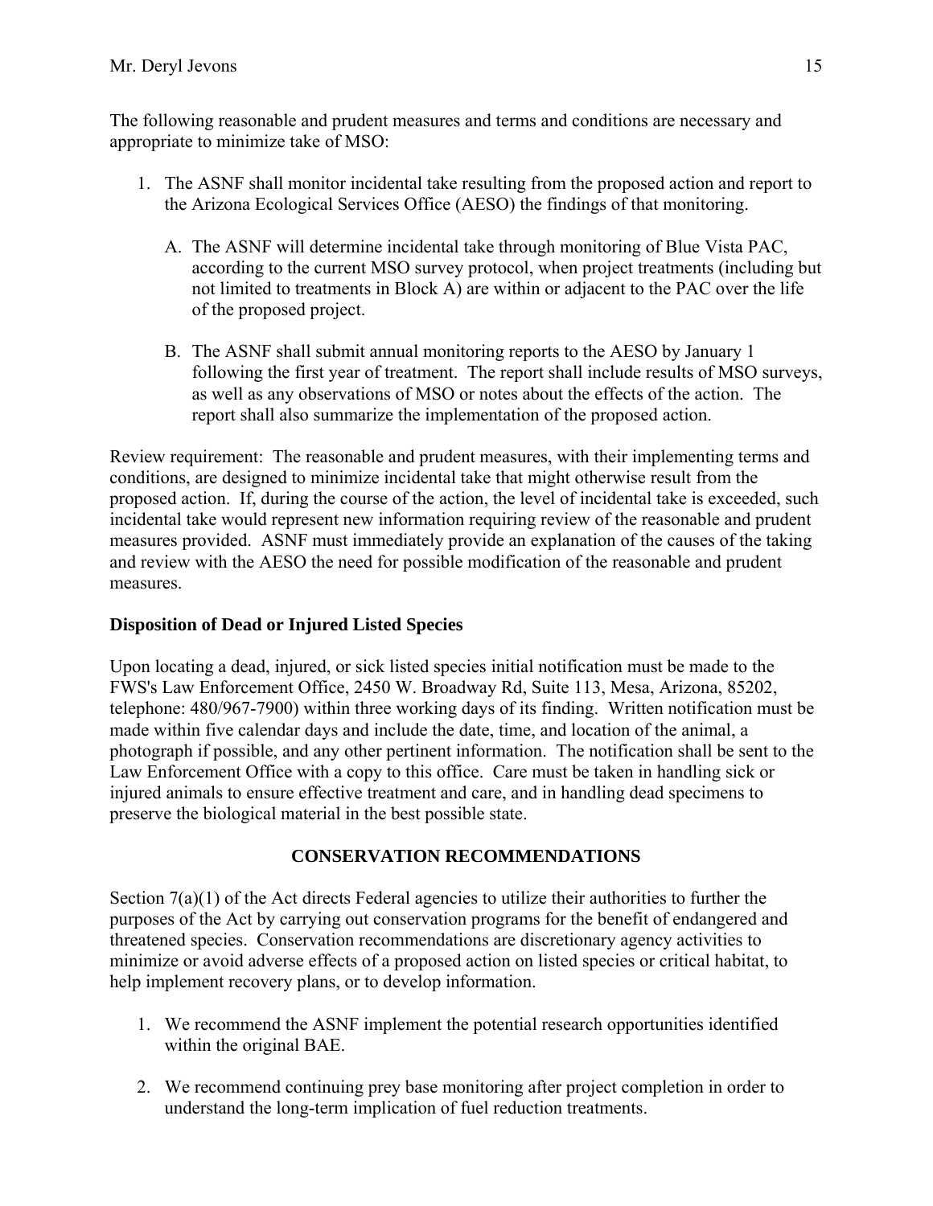The following reasonable and prudent measures and terms and conditions are necessary and appropriate to minimize take of MSO:

1. The ASNF shall monitor incidental take resulting from the proposed action and report to the Arizona Ecological Services Office (AESO) the findings of that monitoring.

   A. The ASNF will determine incidental take through monitoring of Blue Vista PAC, according to the current MSO survey protocol, when project treatments (including but not limited to treatments in Block A) are within or adjacent to the PAC over the life of the proposed project.

   B. The ASNF shall submit annual monitoring reports to the AESO by January 1 following the first year of treatment. The report shall include results of MSO surveys, as well as any observations of MSO or notes about the effects of the action. The report shall also summarize the implementation of the proposed action.

Review requirement: The reasonable and prudent measures, with their implementing terms and conditions, are designed to minimize incidental take that might otherwise result from the proposed action. If, during the course of the action, the level of incidental take is exceeded, such incidental take would represent new information requiring review of the reasonable and prudent measures provided. ASNF must immediately provide an explanation of the causes of the taking and review with the AESO the need for possible modification of the reasonable and prudent measures.

**Disposition of Dead or Injured Listed Species**

Upon locating a dead, injured, or sick listed species initial notification must be made to the FWS's Law Enforcement Office, 2450 W. Broadway Rd, Suite 113, Mesa, Arizona, 85202, telephone: 480/967-7900) within three working days of its finding. Written notification must be made within five calendar days and include the date, time, and location of the animal, a photograph if possible, and any other pertinent information. The notification shall be sent to the Law Enforcement Office with a copy to this office. Care must be taken in handling sick or injured animals to ensure effective treatment and care, and in handling dead specimens to preserve the biological material in the best possible state.

## CONSERVATION RECOMMENDATIONS

Section 7(a)(1) of the Act directs Federal agencies to utilize their authorities to further the purposes of the Act by carrying out conservation programs for the benefit of endangered and threatened species. Conservation recommendations are discretionary agency activities to minimize or avoid adverse effects of a proposed action on listed species or critical habitat, to help implement recovery plans, or to develop information.

1. We recommend the ASNF implement the potential research opportunities identified within the original BAE.

2. We recommend continuing prey base monitoring after project completion in order to understand the long-term implication of fuel reduction treatments.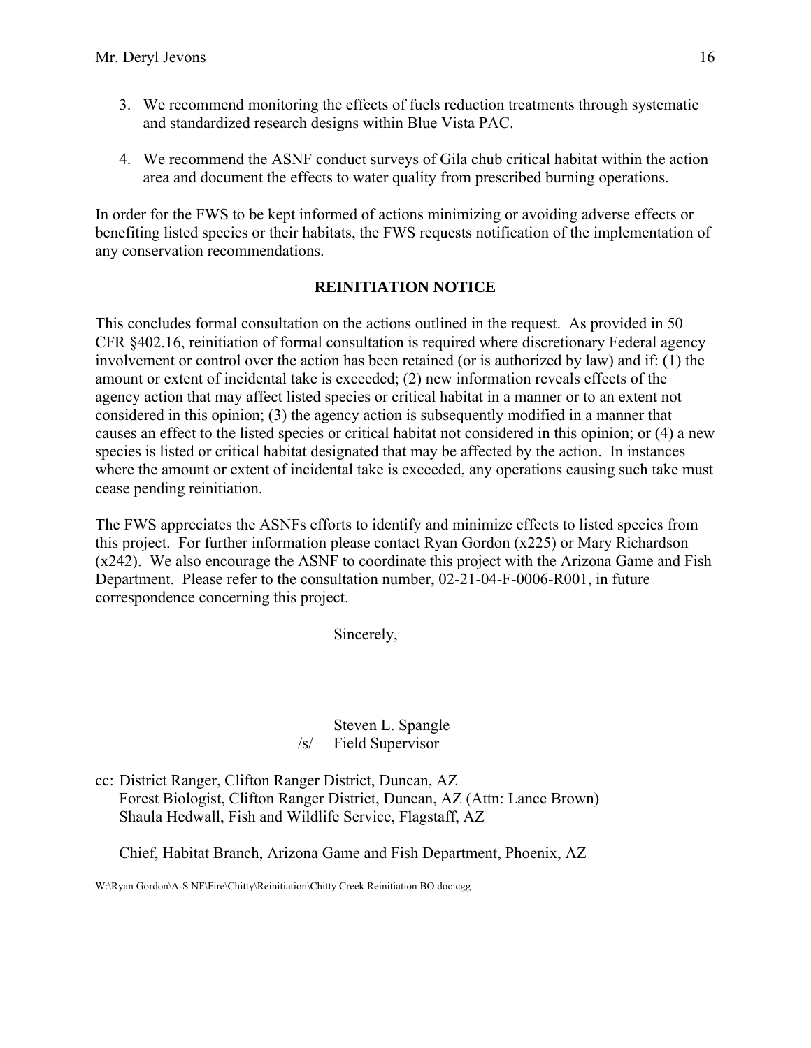3. We recommend monitoring the effects of fuels reduction treatments through systematic and standardized research designs within Blue Vista PAC.

4. We recommend the ASNF conduct surveys of Gila chub critical habitat within the action area and document the effects to water quality from prescribed burning operations.

In order for the FWS to be kept informed of actions minimizing or avoiding adverse effects or benefiting listed species or their habitats, the FWS requests notification of the implementation of any conservation recommendations.

## REINITIATION NOTICE

This concludes formal consultation on the actions outlined in the request. As provided in 50 CFR §402.16, reinitiation of formal consultation is required where discretionary Federal agency involvement or control over the action has been retained (or is authorized by law) and if: (1) the amount or extent of incidental take is exceeded; (2) new information reveals effects of the agency action that may affect listed species or critical habitat in a manner or to an extent not considered in this opinion; (3) the agency action is subsequently modified in a manner that causes an effect to the listed species or critical habitat not considered in this opinion; or (4) a new species is listed or critical habitat designated that may be affected by the action. In instances where the amount or extent of incidental take is exceeded, any operations causing such take must cease pending reinitiation.

The FWS appreciates the ASNFs efforts to identify and minimize effects to listed species from this project. For further information please contact Ryan Gordon (x225) or Mary Richardson (x242). We also encourage the ASNF to coordinate this project with the Arizona Game and Fish Department. Please refer to the consultation number, 02-21-04-F-0006-R001, in future correspondence concerning this project.

Sincerely,

/s/ Steven L. Spangle
Field Supervisor

cc: District Ranger, Clifton Ranger District, Duncan, AZ
Forest Biologist, Clifton Ranger District, Duncan, AZ (Attn: Lance Brown)
Shaula Hedwall, Fish and Wildlife Service, Flagstaff, AZ

Chief, Habitat Branch, Arizona Game and Fish Department, Phoenix, AZ

W:\Ryan Gordon\A-S NF\Fire\Chitty\Reinitiation\Chitty Creek Reinitiation BO.doc:cgg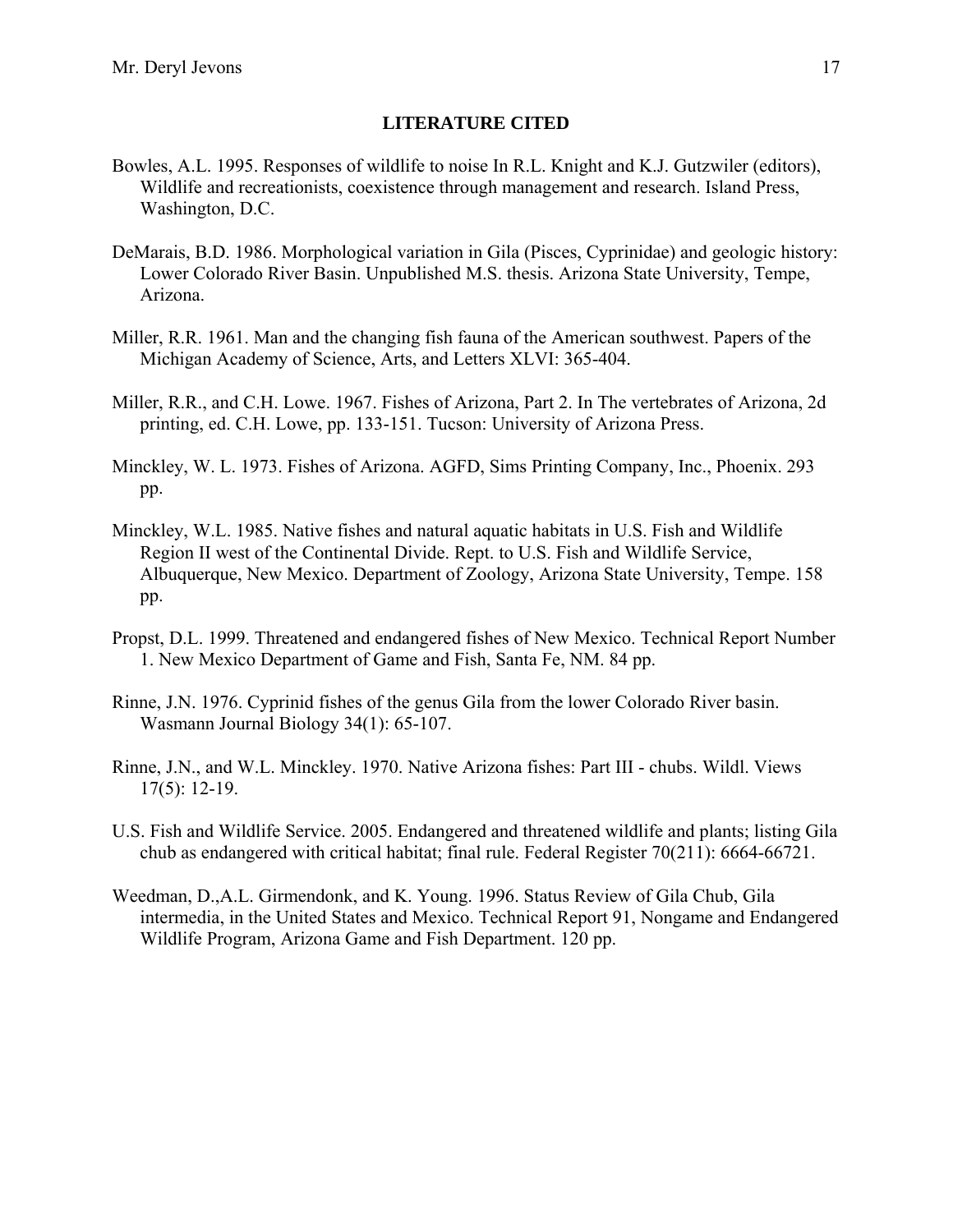## LITERATURE CITED

Bowles, A.L. 1995. Responses of wildlife to noise In R.L. Knight and K.J. Gutzwiler (editors), Wildlife and recreationists, coexistence through management and research. Island Press, Washington, D.C.

DeMarais, B.D. 1986. Morphological variation in Gila (Pisces, Cyprinidae) and geologic history: Lower Colorado River Basin. Unpublished M.S. thesis. Arizona State University, Tempe, Arizona.

Miller, R.R. 1961. Man and the changing fish fauna of the American southwest. Papers of the Michigan Academy of Science, Arts, and Letters XLVI: 365-404.

Miller, R.R., and C.H. Lowe. 1967. Fishes of Arizona, Part 2. In The vertebrates of Arizona, 2d printing, ed. C.H. Lowe, pp. 133-151. Tucson: University of Arizona Press.

Minckley, W. L. 1973. Fishes of Arizona. AGFD, Sims Printing Company, Inc., Phoenix. 293 pp.

Minckley, W.L. 1985. Native fishes and natural aquatic habitats in U.S. Fish and Wildlife Region II west of the Continental Divide. Rept. to U.S. Fish and Wildlife Service, Albuquerque, New Mexico. Department of Zoology, Arizona State University, Tempe. 158 pp.

Propst, D.L. 1999. Threatened and endangered fishes of New Mexico. Technical Report Number 1. New Mexico Department of Game and Fish, Santa Fe, NM. 84 pp.

Rinne, J.N. 1976. Cyprinid fishes of the genus Gila from the lower Colorado River basin. Wasmann Journal Biology 34(1): 65-107.

Rinne, J.N., and W.L. Minckley. 1970. Native Arizona fishes: Part III - chubs. Wildl. Views 17(5): 12-19.

U.S. Fish and Wildlife Service. 2005. Endangered and threatened wildlife and plants; listing Gila chub as endangered with critical habitat; final rule. Federal Register 70(211): 6664-66721.

Weedman, D.,A.L. Girmendonk, and K. Young. 1996. Status Review of Gila Chub, Gila intermedia, in the United States and Mexico. Technical Report 91, Nongame and Endangered Wildlife Program, Arizona Game and Fish Department. 120 pp.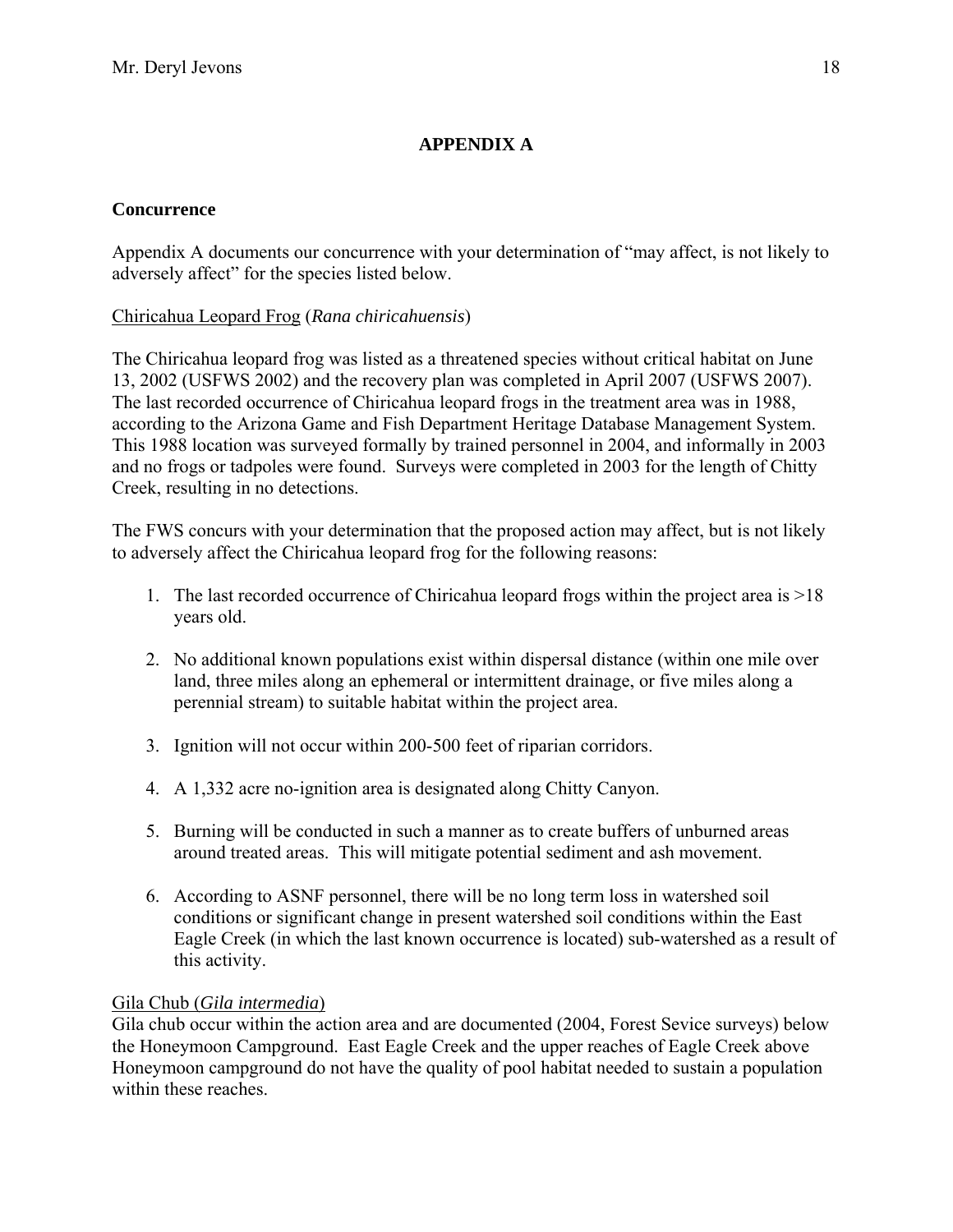## APPENDIX A

### Concurrence

Appendix A documents our concurrence with your determination of "may affect, is not likely to adversely affect" for the species listed below.

Chiricahua Leopard Frog (*Rana chiricahuensis*)

The Chiricahua leopard frog was listed as a threatened species without critical habitat on June 13, 2002 (USFWS 2002) and the recovery plan was completed in April 2007 (USFWS 2007). The last recorded occurrence of Chiricahua leopard frogs in the treatment area was in 1988, according to the Arizona Game and Fish Department Heritage Database Management System. This 1988 location was surveyed formally by trained personnel in 2004, and informally in 2003 and no frogs or tadpoles were found. Surveys were completed in 2003 for the length of Chitty Creek, resulting in no detections.

The FWS concurs with your determination that the proposed action may affect, but is not likely to adversely affect the Chiricahua leopard frog for the following reasons:

1. The last recorded occurrence of Chiricahua leopard frogs within the project area is >18 years old.
2. No additional known populations exist within dispersal distance (within one mile over land, three miles along an ephemeral or intermittent drainage, or five miles along a perennial stream) to suitable habitat within the project area.
3. Ignition will not occur within 200-500 feet of riparian corridors.
4. A 1,332 acre no-ignition area is designated along Chitty Canyon.
5. Burning will be conducted in such a manner as to create buffers of unburned areas around treated areas. This will mitigate potential sediment and ash movement.
6. According to ASNF personnel, there will be no long term loss in watershed soil conditions or significant change in present watershed soil conditions within the East Eagle Creek (in which the last known occurrence is located) sub-watershed as a result of this activity.

Gila Chub (*Gila intermedia*)

Gila chub occur within the action area and are documented (2004, Forest Sevice surveys) below the Honeymoon Campground. East Eagle Creek and the upper reaches of Eagle Creek above Honeymoon campground do not have the quality of pool habitat needed to sustain a population within these reaches.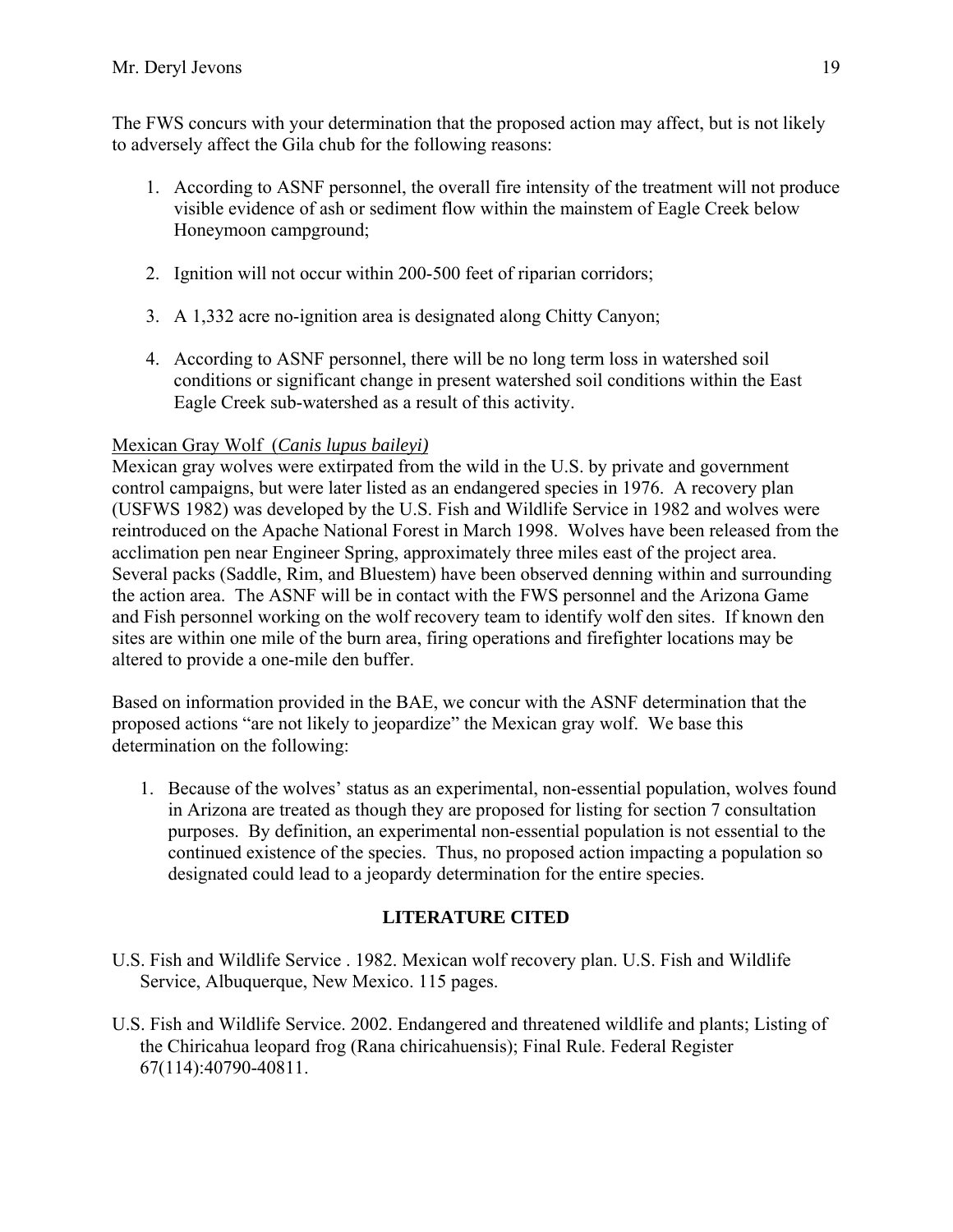The FWS concurs with your determination that the proposed action may affect, but is not likely to adversely affect the Gila chub for the following reasons:

1. According to ASNF personnel, the overall fire intensity of the treatment will not produce visible evidence of ash or sediment flow within the mainstem of Eagle Creek below Honeymoon campground;
2. Ignition will not occur within 200-500 feet of riparian corridors;
3. A 1,332 acre no-ignition area is designated along Chitty Canyon;
4. According to ASNF personnel, there will be no long term loss in watershed soil conditions or significant change in present watershed soil conditions within the East Eagle Creek sub-watershed as a result of this activity.

Mexican Gray Wolf (*Canis lupus baileyi)*

Mexican gray wolves were extirpated from the wild in the U.S. by private and government control campaigns, but were later listed as an endangered species in 1976. A recovery plan (USFWS 1982) was developed by the U.S. Fish and Wildlife Service in 1982 and wolves were reintroduced on the Apache National Forest in March 1998. Wolves have been released from the acclimation pen near Engineer Spring, approximately three miles east of the project area. Several packs (Saddle, Rim, and Bluestem) have been observed denning within and surrounding the action area. The ASNF will be in contact with the FWS personnel and the Arizona Game and Fish personnel working on the wolf recovery team to identify wolf den sites. If known den sites are within one mile of the burn area, firing operations and firefighter locations may be altered to provide a one-mile den buffer.

Based on information provided in the BAE, we concur with the ASNF determination that the proposed actions "are not likely to jeopardize" the Mexican gray wolf. We base this determination on the following:

1. Because of the wolves' status as an experimental, non-essential population, wolves found in Arizona are treated as though they are proposed for listing for section 7 consultation purposes. By definition, an experimental non-essential population is not essential to the continued existence of the species. Thus, no proposed action impacting a population so designated could lead to a jeopardy determination for the entire species.

## LITERATURE CITED

U.S. Fish and Wildlife Service . 1982. Mexican wolf recovery plan. U.S. Fish and Wildlife Service, Albuquerque, New Mexico. 115 pages.

U.S. Fish and Wildlife Service. 2002. Endangered and threatened wildlife and plants; Listing of the Chiricahua leopard frog (Rana chiricahuensis); Final Rule. Federal Register 67(114):40790-40811.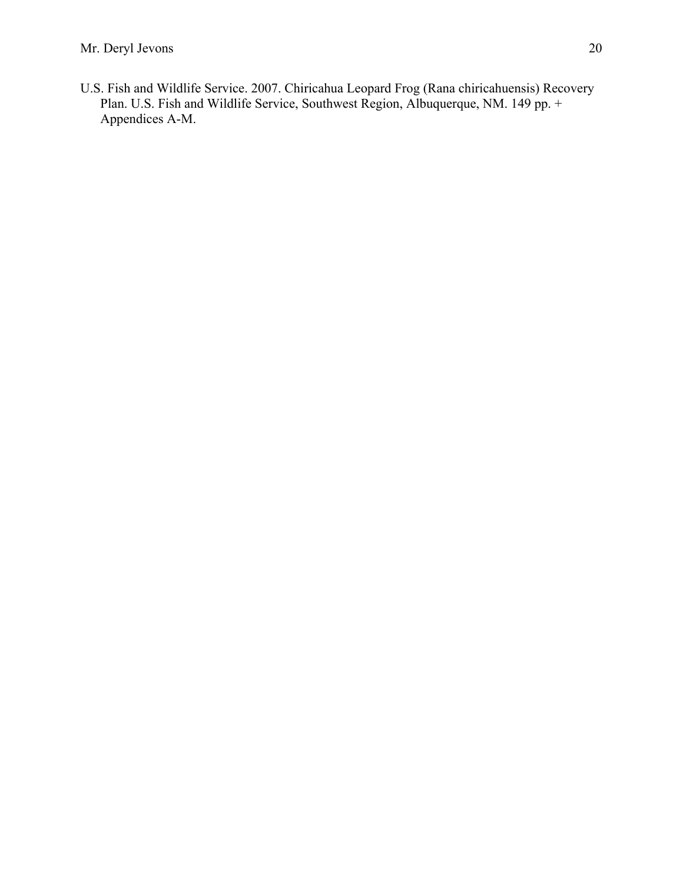U.S. Fish and Wildlife Service. 2007. Chiricahua Leopard Frog (Rana chiricahuensis) Recovery Plan. U.S. Fish and Wildlife Service, Southwest Region, Albuquerque, NM. 149 pp. + Appendices A-M.